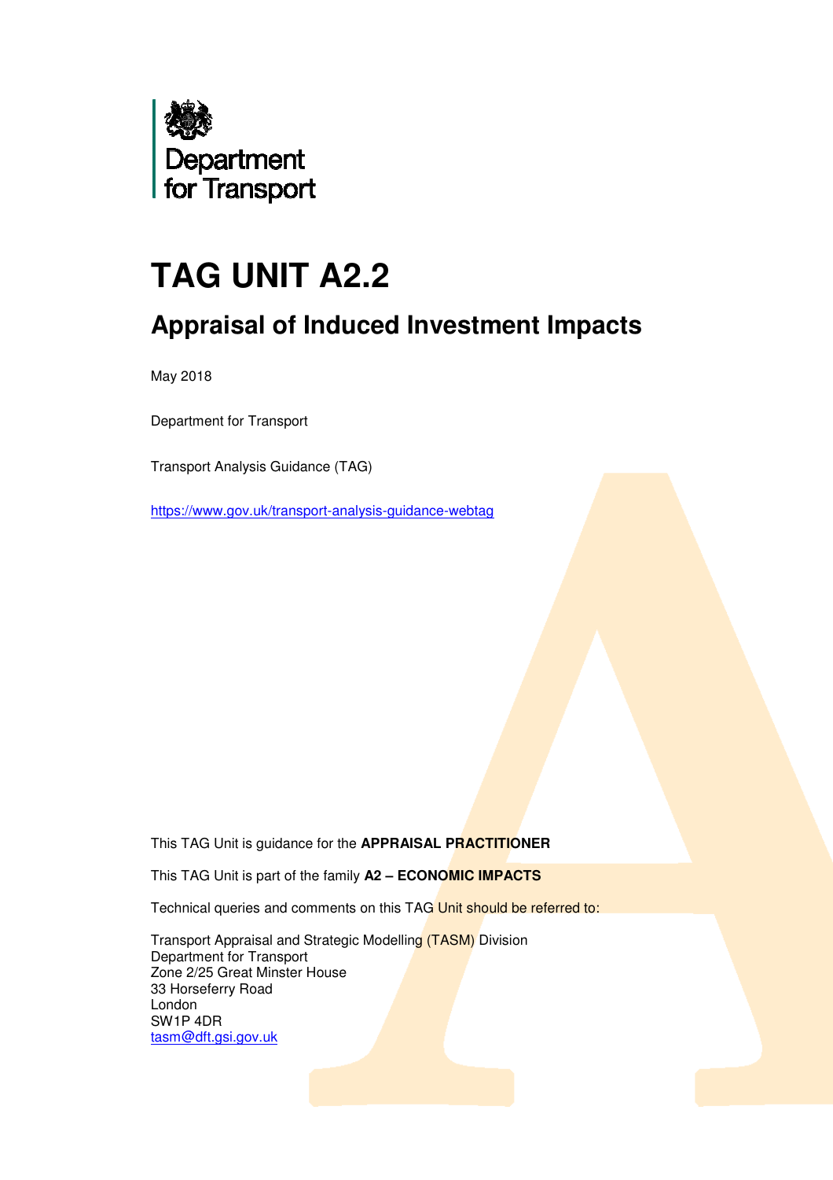Department for Transport

# TAG UNIT A2.2

## Appraisal of Induced Investment Impacts

May 2018

Department for Transport

Transport Analysis Guidance (TAG)

https://www.gov.uk/transport-analysis-guidance-webtag

This TAG Unit is guidance for the **APPRAISAL PRACTITIONER**

This TAG Unit is part of the family **A2 – ECONOMIC IMPACTS**

Technical queries and comments on this TAG Unit should be referred to:

Transport Appraisal and Strategic Modelling (TASM) Division  
Department for Transport  
Zone 2/25 Great Minster House  
33 Horseferry Road  
London  
SW1P 4DR  
tasm@dft.gsi.gov.uk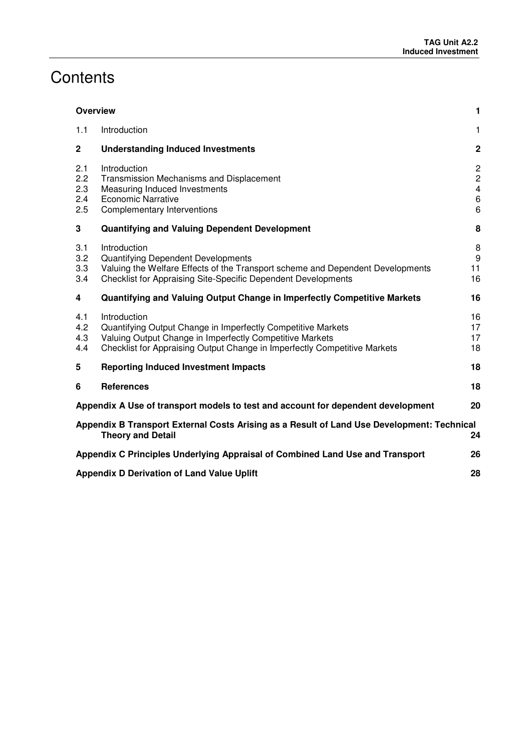# Contents

| | | |
|---|---|---|
| **Overview** | | **1** |
| 1.1 | Introduction | 1 |
| **2** | **Understanding Induced Investments** | **2** |
| 2.1 | Introduction | 2 |
| 2.2 | Transmission Mechanisms and Displacement | 2 |
| 2.3 | Measuring Induced Investments | 4 |
| 2.4 | Economic Narrative | 6 |
| 2.5 | Complementary Interventions | 6 |
| **3** | **Quantifying and Valuing Dependent Development** | **8** |
| 3.1 | Introduction | 8 |
| 3.2 | Quantifying Dependent Developments | 9 |
| 3.3 | Valuing the Welfare Effects of the Transport scheme and Dependent Developments | 11 |
| 3.4 | Checklist for Appraising Site-Specific Dependent Developments | 16 |
| **4** | **Quantifying and Valuing Output Change in Imperfectly Competitive Markets** | **16** |
| 4.1 | Introduction | 16 |
| 4.2 | Quantifying Output Change in Imperfectly Competitive Markets | 17 |
| 4.3 | Valuing Output Change in Imperfectly Competitive Markets | 17 |
| 4.4 | Checklist for Appraising Output Change in Imperfectly Competitive Markets | 18 |
| **5** | **Reporting Induced Investment Impacts** | **18** |
| **6** | **References** | **18** |
| **Appendix A Use of transport models to test and account for dependent development** | | **20** |
| **Appendix B Transport External Costs Arising as a Result of Land Use Development: Technical Theory and Detail** | | **24** |
| **Appendix C Principles Underlying Appraisal of Combined Land Use and Transport** | | **26** |
| **Appendix D Derivation of Land Value Uplift** | | **28** |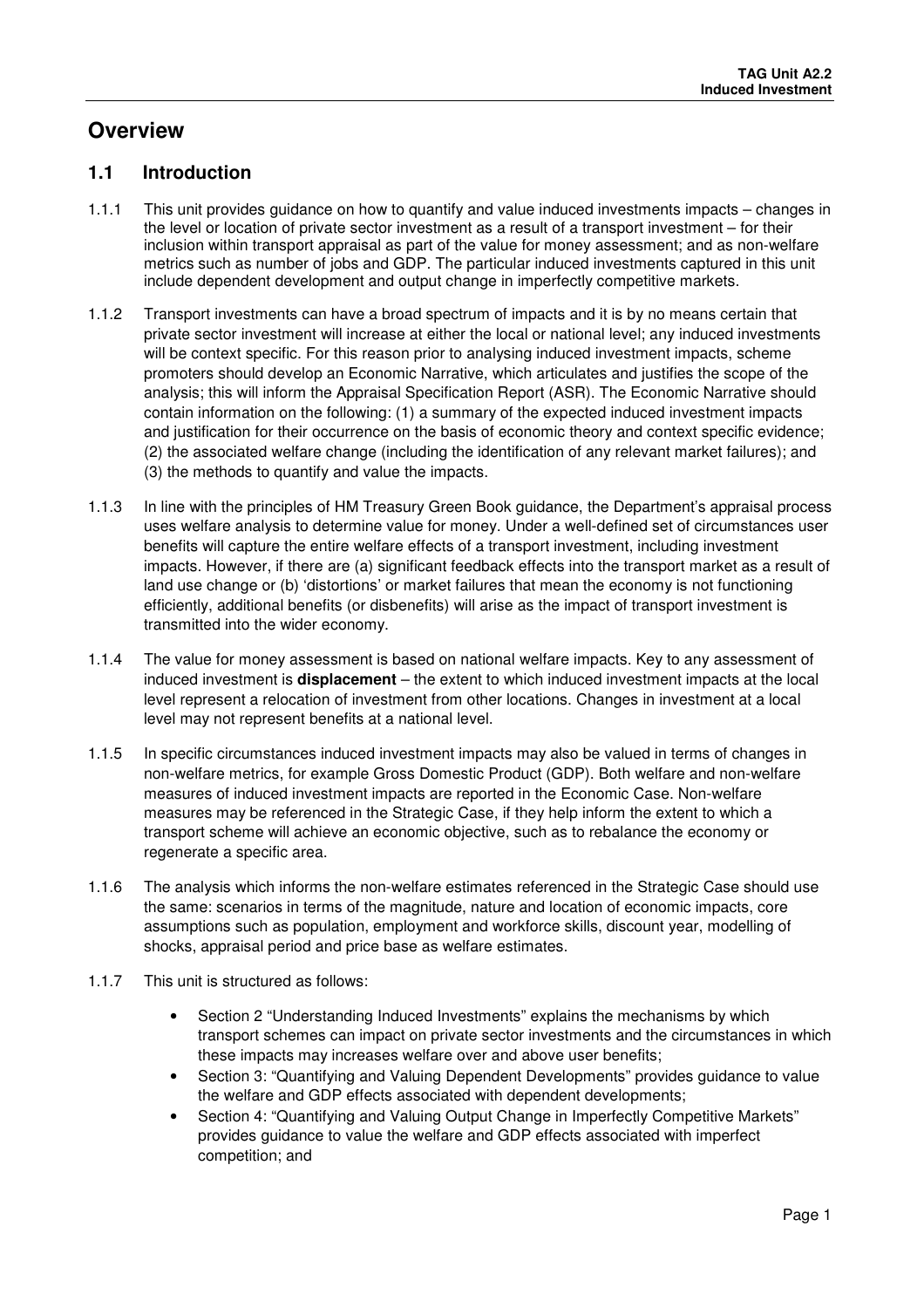# Overview

## 1.1 Introduction

1.1.1 This unit provides guidance on how to quantify and value induced investments impacts – changes in the level or location of private sector investment as a result of a transport investment – for their inclusion within transport appraisal as part of the value for money assessment; and as non-welfare metrics such as number of jobs and GDP. The particular induced investments captured in this unit include dependent development and output change in imperfectly competitive markets.

1.1.2 Transport investments can have a broad spectrum of impacts and it is by no means certain that private sector investment will increase at either the local or national level; any induced investments will be context specific. For this reason prior to analysing induced investment impacts, scheme promoters should develop an Economic Narrative, which articulates and justifies the scope of the analysis; this will inform the Appraisal Specification Report (ASR). The Economic Narrative should contain information on the following: (1) a summary of the expected induced investment impacts and justification for their occurrence on the basis of economic theory and context specific evidence; (2) the associated welfare change (including the identification of any relevant market failures); and (3) the methods to quantify and value the impacts.

1.1.3 In line with the principles of HM Treasury Green Book guidance, the Department's appraisal process uses welfare analysis to determine value for money. Under a well-defined set of circumstances user benefits will capture the entire welfare effects of a transport investment, including investment impacts. However, if there are (a) significant feedback effects into the transport market as a result of land use change or (b) 'distortions' or market failures that mean the economy is not functioning efficiently, additional benefits (or disbenefits) will arise as the impact of transport investment is transmitted into the wider economy.

1.1.4 The value for money assessment is based on national welfare impacts. Key to any assessment of induced investment is **displacement** – the extent to which induced investment impacts at the local level represent a relocation of investment from other locations. Changes in investment at a local level may not represent benefits at a national level.

1.1.5 In specific circumstances induced investment impacts may also be valued in terms of changes in non-welfare metrics, for example Gross Domestic Product (GDP). Both welfare and non-welfare measures of induced investment impacts are reported in the Economic Case. Non-welfare measures may be referenced in the Strategic Case, if they help inform the extent to which a transport scheme will achieve an economic objective, such as to rebalance the economy or regenerate a specific area.

1.1.6 The analysis which informs the non-welfare estimates referenced in the Strategic Case should use the same: scenarios in terms of the magnitude, nature and location of economic impacts, core assumptions such as population, employment and workforce skills, discount year, modelling of shocks, appraisal period and price base as welfare estimates.

1.1.7 This unit is structured as follows:

- Section 2 "Understanding Induced Investments" explains the mechanisms by which transport schemes can impact on private sector investments and the circumstances in which these impacts may increases welfare over and above user benefits;
- Section 3: "Quantifying and Valuing Dependent Developments" provides guidance to value the welfare and GDP effects associated with dependent developments;
- Section 4: "Quantifying and Valuing Output Change in Imperfectly Competitive Markets" provides guidance to value the welfare and GDP effects associated with imperfect competition; and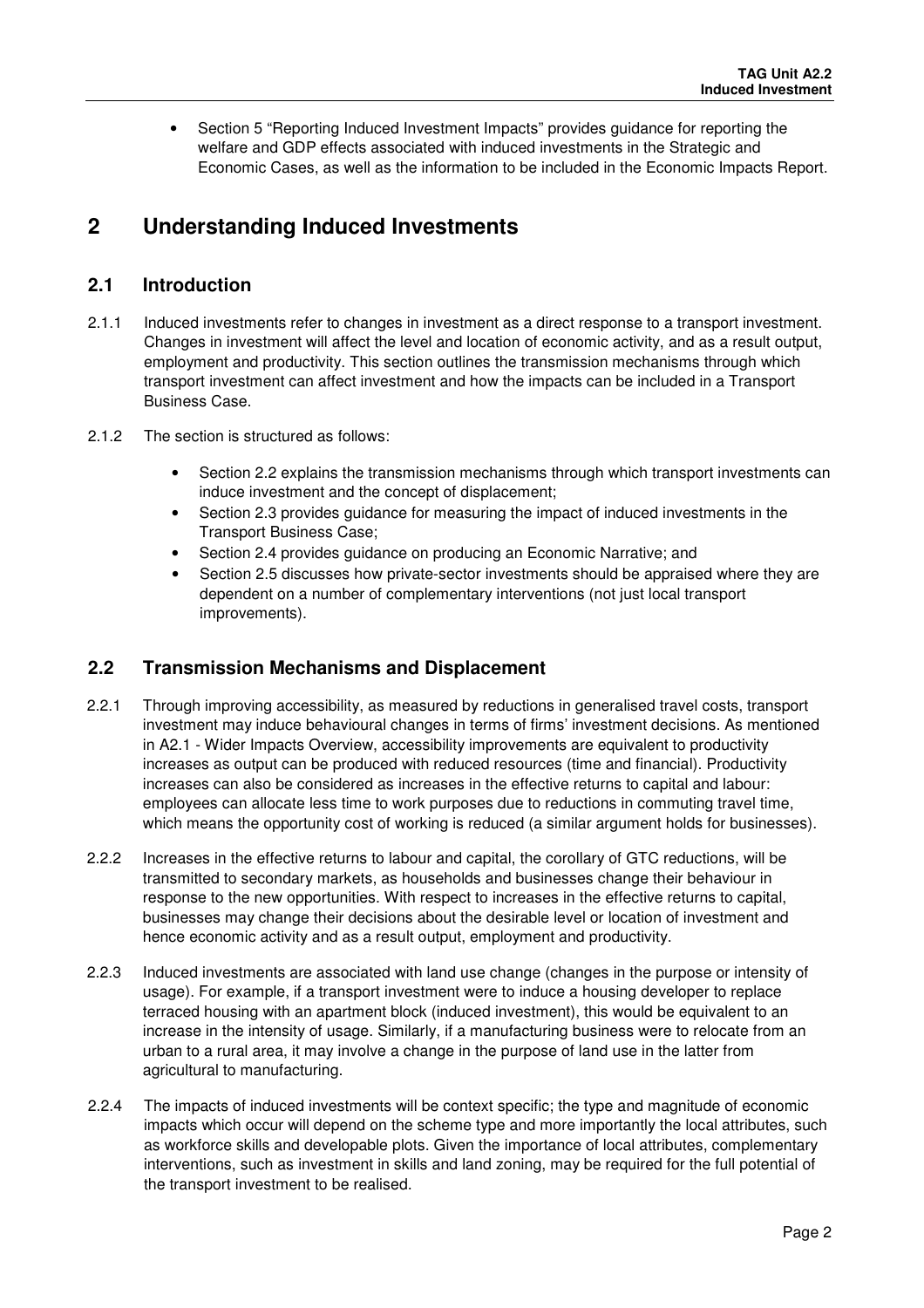- Section 5 "Reporting Induced Investment Impacts" provides guidance for reporting the welfare and GDP effects associated with induced investments in the Strategic and Economic Cases, as well as the information to be included in the Economic Impacts Report.

# 2 Understanding Induced Investments

## 2.1 Introduction

2.1.1 Induced investments refer to changes in investment as a direct response to a transport investment. Changes in investment will affect the level and location of economic activity, and as a result output, employment and productivity. This section outlines the transmission mechanisms through which transport investment can affect investment and how the impacts can be included in a Transport Business Case.

2.1.2 The section is structured as follows:

- Section 2.2 explains the transmission mechanisms through which transport investments can induce investment and the concept of displacement;
- Section 2.3 provides guidance for measuring the impact of induced investments in the Transport Business Case;
- Section 2.4 provides guidance on producing an Economic Narrative; and
- Section 2.5 discusses how private-sector investments should be appraised where they are dependent on a number of complementary interventions (not just local transport improvements).

## 2.2 Transmission Mechanisms and Displacement

2.2.1 Through improving accessibility, as measured by reductions in generalised travel costs, transport investment may induce behavioural changes in terms of firms' investment decisions. As mentioned in A2.1 - Wider Impacts Overview, accessibility improvements are equivalent to productivity increases as output can be produced with reduced resources (time and financial). Productivity increases can also be considered as increases in the effective returns to capital and labour: employees can allocate less time to work purposes due to reductions in commuting travel time, which means the opportunity cost of working is reduced (a similar argument holds for businesses).

2.2.2 Increases in the effective returns to labour and capital, the corollary of GTC reductions, will be transmitted to secondary markets, as households and businesses change their behaviour in response to the new opportunities. With respect to increases in the effective returns to capital, businesses may change their decisions about the desirable level or location of investment and hence economic activity and as a result output, employment and productivity.

2.2.3 Induced investments are associated with land use change (changes in the purpose or intensity of usage). For example, if a transport investment were to induce a housing developer to replace terraced housing with an apartment block (induced investment), this would be equivalent to an increase in the intensity of usage. Similarly, if a manufacturing business were to relocate from an urban to a rural area, it may involve a change in the purpose of land use in the latter from agricultural to manufacturing.

2.2.4 The impacts of induced investments will be context specific; the type and magnitude of economic impacts which occur will depend on the scheme type and more importantly the local attributes, such as workforce skills and developable plots. Given the importance of local attributes, complementary interventions, such as investment in skills and land zoning, may be required for the full potential of the transport investment to be realised.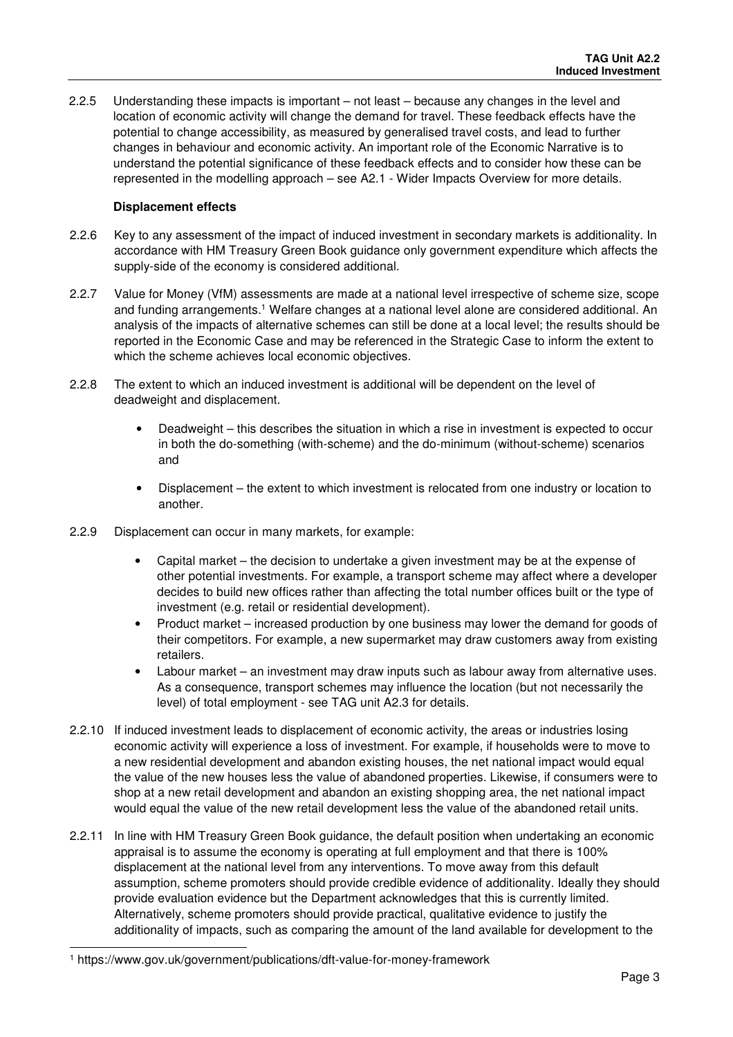2.2.5 Understanding these impacts is important – not least – because any changes in the level and location of economic activity will change the demand for travel. These feedback effects have the potential to change accessibility, as measured by generalised travel costs, and lead to further changes in behaviour and economic activity. An important role of the Economic Narrative is to understand the potential significance of these feedback effects and to consider how these can be represented in the modelling approach – see A2.1 - Wider Impacts Overview for more details.

**Displacement effects**

2.2.6 Key to any assessment of the impact of induced investment in secondary markets is additionality. In accordance with HM Treasury Green Book guidance only government expenditure which affects the supply-side of the economy is considered additional.

2.2.7 Value for Money (VfM) assessments are made at a national level irrespective of scheme size, scope and funding arrangements.[1] Welfare changes at a national level alone are considered additional. An analysis of the impacts of alternative schemes can still be done at a local level; the results should be reported in the Economic Case and may be referenced in the Strategic Case to inform the extent to which the scheme achieves local economic objectives.

2.2.8 The extent to which an induced investment is additional will be dependent on the level of deadweight and displacement.

- Deadweight – this describes the situation in which a rise in investment is expected to occur in both the do-something (with-scheme) and the do-minimum (without-scheme) scenarios and
- Displacement – the extent to which investment is relocated from one industry or location to another.

2.2.9 Displacement can occur in many markets, for example:

- Capital market – the decision to undertake a given investment may be at the expense of other potential investments. For example, a transport scheme may affect where a developer decides to build new offices rather than affecting the total number offices built or the type of investment (e.g. retail or residential development).
- Product market – increased production by one business may lower the demand for goods of their competitors. For example, a new supermarket may draw customers away from existing retailers.
- Labour market – an investment may draw inputs such as labour away from alternative uses. As a consequence, transport schemes may influence the location (but not necessarily the level) of total employment - see TAG unit A2.3 for details.

2.2.10 If induced investment leads to displacement of economic activity, the areas or industries losing economic activity will experience a loss of investment. For example, if households were to move to a new residential development and abandon existing houses, the net national impact would equal the value of the new houses less the value of abandoned properties. Likewise, if consumers were to shop at a new retail development and abandon an existing shopping area, the net national impact would equal the value of the new retail development less the value of the abandoned retail units.

2.2.11 In line with HM Treasury Green Book guidance, the default position when undertaking an economic appraisal is to assume the economy is operating at full employment and that there is 100% displacement at the national level from any interventions. To move away from this default assumption, scheme promoters should provide credible evidence of additionality. Ideally they should provide evaluation evidence but the Department acknowledges that this is currently limited. Alternatively, scheme promoters should provide practical, qualitative evidence to justify the additionality of impacts, such as comparing the amount of the land available for development to the

[1] https://www.gov.uk/government/publications/dft-value-for-money-framework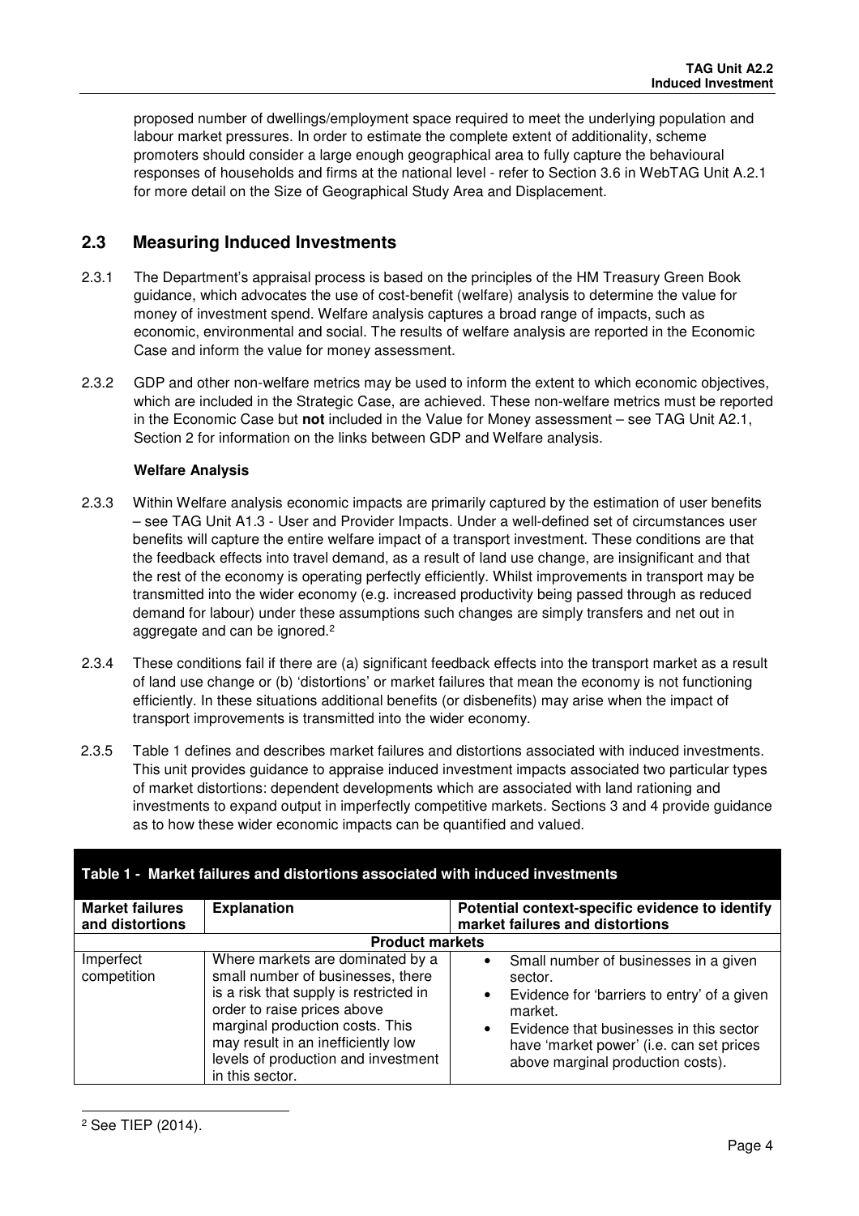proposed number of dwellings/employment space required to meet the underlying population and labour market pressures. In order to estimate the complete extent of additionality, scheme promoters should consider a large enough geographical area to fully capture the behavioural responses of households and firms at the national level - refer to Section 3.6 in WebTAG Unit A.2.1 for more detail on the Size of Geographical Study Area and Displacement.

## 2.3 Measuring Induced Investments

2.3.1 The Department's appraisal process is based on the principles of the HM Treasury Green Book guidance, which advocates the use of cost-benefit (welfare) analysis to determine the value for money of investment spend. Welfare analysis captures a broad range of impacts, such as economic, environmental and social. The results of welfare analysis are reported in the Economic Case and inform the value for money assessment.

2.3.2 GDP and other non-welfare metrics may be used to inform the extent to which economic objectives, which are included in the Strategic Case, are achieved. These non-welfare metrics must be reported in the Economic Case but **not** included in the Value for Money assessment – see TAG Unit A2.1, Section 2 for information on the links between GDP and Welfare analysis.

**Welfare Analysis**

2.3.3 Within Welfare analysis economic impacts are primarily captured by the estimation of user benefits – see TAG Unit A1.3 - User and Provider Impacts. Under a well-defined set of circumstances user benefits will capture the entire welfare impact of a transport investment. These conditions are that the feedback effects into travel demand, as a result of land use change, are insignificant and that the rest of the economy is operating perfectly efficiently. Whilst improvements in transport may be transmitted into the wider economy (e.g. increased productivity being passed through as reduced demand for labour) under these assumptions such changes are simply transfers and net out in aggregate and can be ignored.[2]

2.3.4 These conditions fail if there are (a) significant feedback effects into the transport market as a result of land use change or (b) 'distortions' or market failures that mean the economy is not functioning efficiently. In these situations additional benefits (or disbenefits) may arise when the impact of transport improvements is transmitted into the wider economy.

2.3.5 Table 1 defines and describes market failures and distortions associated with induced investments. This unit provides guidance to appraise induced investment impacts associated two particular types of market distortions: dependent developments which are associated with land rationing and investments to expand output in imperfectly competitive markets. Sections 3 and 4 provide guidance as to how these wider economic impacts can be quantified and valued.

**Table 1 - Market failures and distortions associated with induced investments**

| Market failures and distortions | Explanation | Potential context-specific evidence to identify market failures and distortions |
|---|---|---|
| **Product markets** | | |
| Imperfect competition | Where markets are dominated by a small number of businesses, there is a risk that supply is restricted in order to raise prices above marginal production costs. This may result in an inefficiently low levels of production and investment in this sector. | • Small number of businesses in a given sector. • Evidence for 'barriers to entry' of a given market. • Evidence that businesses in this sector have 'market power' (i.e. can set prices above marginal production costs). |

[2] See TIEP (2014).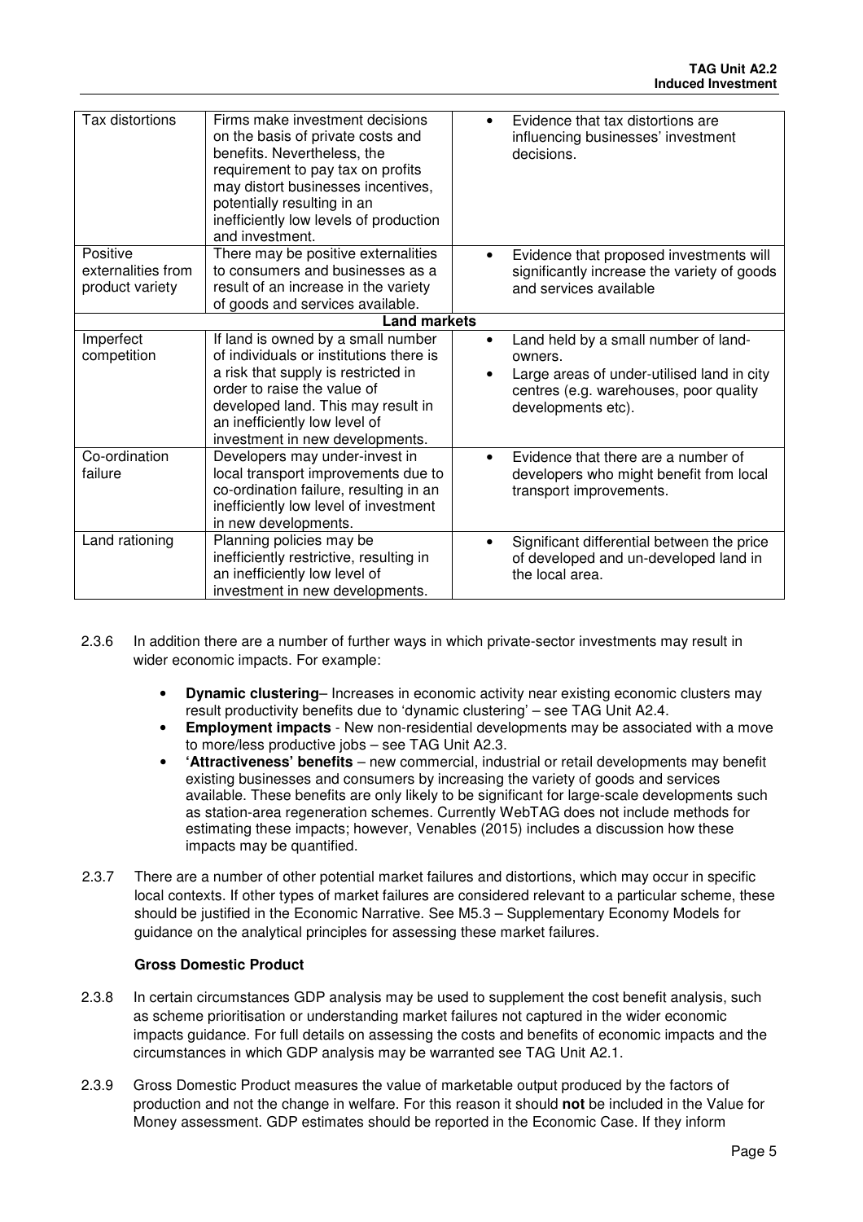| | | |
|---|---|---|
| Tax distortions | Firms make investment decisions on the basis of private costs and benefits. Nevertheless, the requirement to pay tax on profits may distort businesses incentives, potentially resulting in an inefficiently low levels of production and investment. | • Evidence that tax distortions are influencing businesses' investment decisions. |
| Positive externalities from product variety | There may be positive externalities to consumers and businesses as a result of an increase in the variety of goods and services available. | • Evidence that proposed investments will significantly increase the variety of goods and services available |
| **Land markets** | | |
| Imperfect competition | If land is owned by a small number of individuals or institutions there is a risk that supply is restricted in order to raise the value of developed land. This may result in an inefficiently low level of investment in new developments. | • Land held by a small number of land-owners. • Large areas of under-utilised land in city centres (e.g. warehouses, poor quality developments etc). |
| Co-ordination failure | Developers may under-invest in local transport improvements due to co-ordination failure, resulting in an inefficiently low level of investment in new developments. | • Evidence that there are a number of developers who might benefit from local transport improvements. |
| Land rationing | Planning policies may be inefficiently restrictive, resulting in an inefficiently low level of investment in new developments. | • Significant differential between the price of developed and un-developed land in the local area. |

2.3.6 In addition there are a number of further ways in which private-sector investments may result in wider economic impacts. For example:

- **Dynamic clustering**– Increases in economic activity near existing economic clusters may result productivity benefits due to 'dynamic clustering' – see TAG Unit A2.4.
- **Employment impacts** - New non-residential developments may be associated with a move to more/less productive jobs – see TAG Unit A2.3.
- **'Attractiveness' benefits** – new commercial, industrial or retail developments may benefit existing businesses and consumers by increasing the variety of goods and services available. These benefits are only likely to be significant for large-scale developments such as station-area regeneration schemes. Currently WebTAG does not include methods for estimating these impacts; however, Venables (2015) includes a discussion how these impacts may be quantified.

2.3.7 There are a number of other potential market failures and distortions, which may occur in specific local contexts. If other types of market failures are considered relevant to a particular scheme, these should be justified in the Economic Narrative. See M5.3 – Supplementary Economy Models for guidance on the analytical principles for assessing these market failures.

**Gross Domestic Product**

2.3.8 In certain circumstances GDP analysis may be used to supplement the cost benefit analysis, such as scheme prioritisation or understanding market failures not captured in the wider economic impacts guidance. For full details on assessing the costs and benefits of economic impacts and the circumstances in which GDP analysis may be warranted see TAG Unit A2.1.

2.3.9 Gross Domestic Product measures the value of marketable output produced by the factors of production and not the change in welfare. For this reason it should **not** be included in the Value for Money assessment. GDP estimates should be reported in the Economic Case. If they inform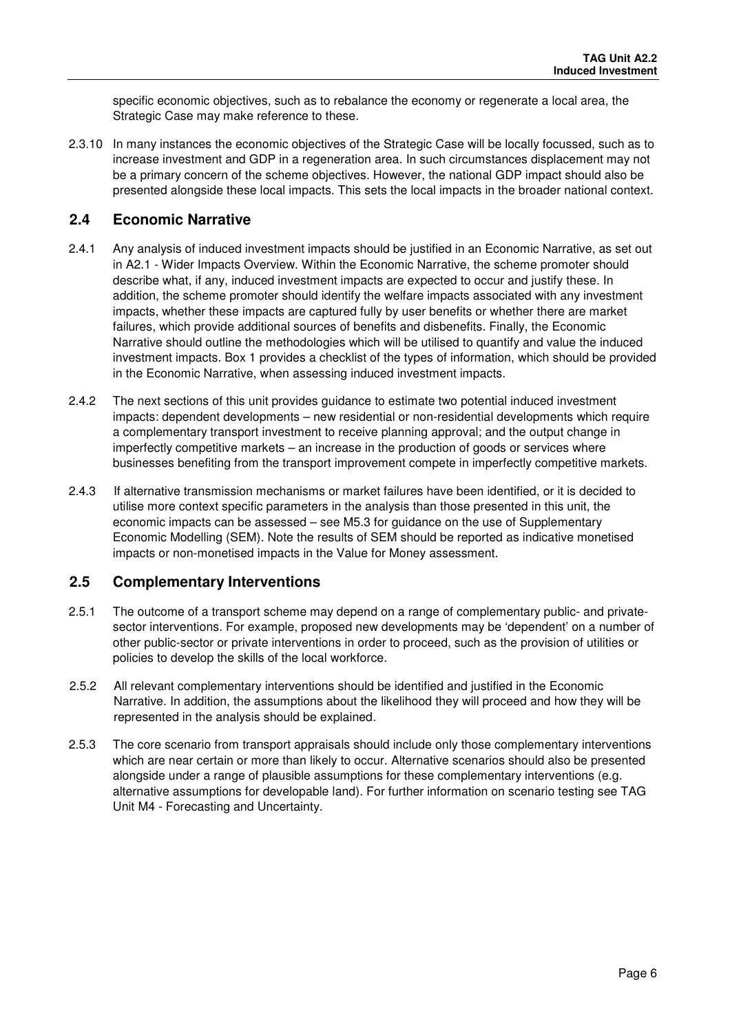specific economic objectives, such as to rebalance the economy or regenerate a local area, the Strategic Case may make reference to these.

2.3.10 In many instances the economic objectives of the Strategic Case will be locally focussed, such as to increase investment and GDP in a regeneration area. In such circumstances displacement may not be a primary concern of the scheme objectives. However, the national GDP impact should also be presented alongside these local impacts. This sets the local impacts in the broader national context.

## 2.4 Economic Narrative

2.4.1 Any analysis of induced investment impacts should be justified in an Economic Narrative, as set out in A2.1 - Wider Impacts Overview. Within the Economic Narrative, the scheme promoter should describe what, if any, induced investment impacts are expected to occur and justify these. In addition, the scheme promoter should identify the welfare impacts associated with any investment impacts, whether these impacts are captured fully by user benefits or whether there are market failures, which provide additional sources of benefits and disbenefits. Finally, the Economic Narrative should outline the methodologies which will be utilised to quantify and value the induced investment impacts. Box 1 provides a checklist of the types of information, which should be provided in the Economic Narrative, when assessing induced investment impacts.

2.4.2 The next sections of this unit provides guidance to estimate two potential induced investment impacts: dependent developments – new residential or non-residential developments which require a complementary transport investment to receive planning approval; and the output change in imperfectly competitive markets – an increase in the production of goods or services where businesses benefiting from the transport improvement compete in imperfectly competitive markets.

2.4.3 If alternative transmission mechanisms or market failures have been identified, or it is decided to utilise more context specific parameters in the analysis than those presented in this unit, the economic impacts can be assessed – see M5.3 for guidance on the use of Supplementary Economic Modelling (SEM). Note the results of SEM should be reported as indicative monetised impacts or non-monetised impacts in the Value for Money assessment.

## 2.5 Complementary Interventions

2.5.1 The outcome of a transport scheme may depend on a range of complementary public- and private-sector interventions. For example, proposed new developments may be 'dependent' on a number of other public-sector or private interventions in order to proceed, such as the provision of utilities or policies to develop the skills of the local workforce.

2.5.2 All relevant complementary interventions should be identified and justified in the Economic Narrative. In addition, the assumptions about the likelihood they will proceed and how they will be represented in the analysis should be explained.

2.5.3 The core scenario from transport appraisals should include only those complementary interventions which are near certain or more than likely to occur. Alternative scenarios should also be presented alongside under a range of plausible assumptions for these complementary interventions (e.g. alternative assumptions for developable land). For further information on scenario testing see TAG Unit M4 - Forecasting and Uncertainty.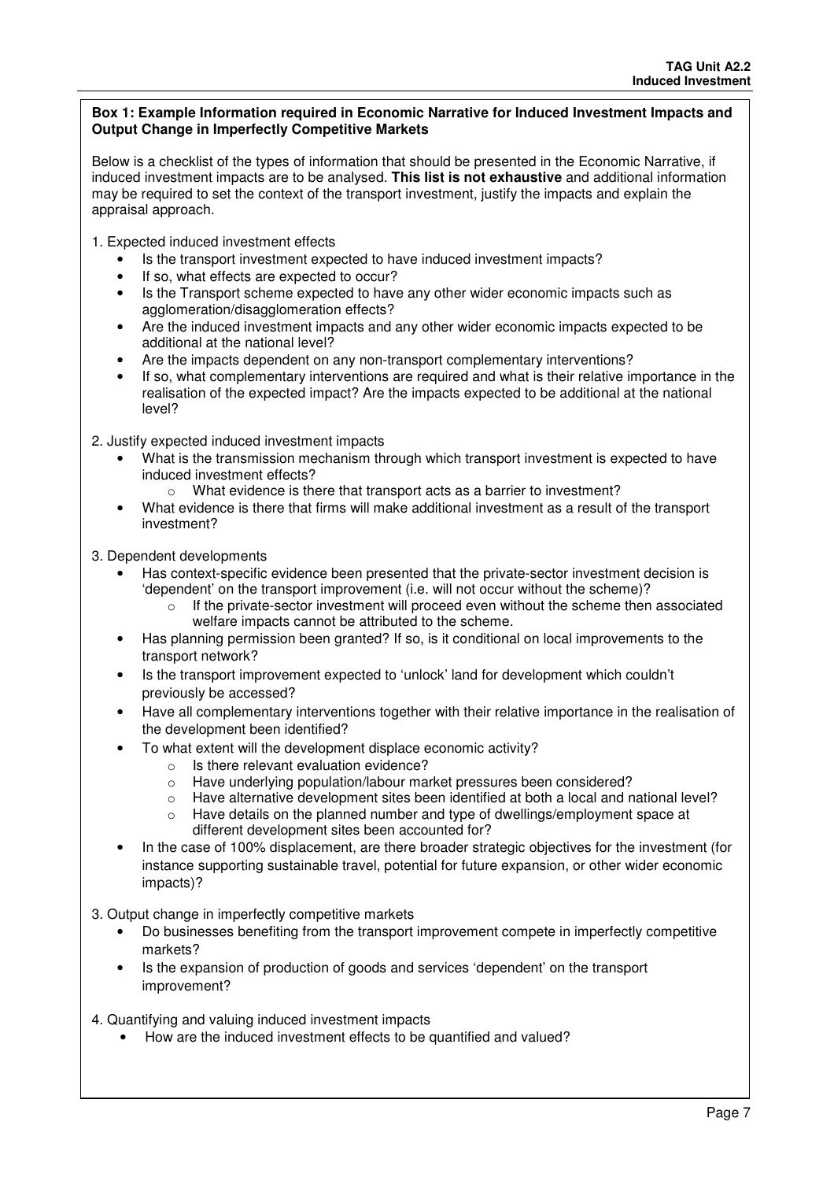**Box 1: Example Information required in Economic Narrative for Induced Investment Impacts and Output Change in Imperfectly Competitive Markets**

Below is a checklist of the types of information that should be presented in the Economic Narrative, if induced investment impacts are to be analysed. **This list is not exhaustive** and additional information may be required to set the context of the transport investment, justify the impacts and explain the appraisal approach.

1. Expected induced investment effects
    - Is the transport investment expected to have induced investment impacts?
    - If so, what effects are expected to occur?
    - Is the Transport scheme expected to have any other wider economic impacts such as agglomeration/disagglomeration effects?
    - Are the induced investment impacts and any other wider economic impacts expected to be additional at the national level?
    - Are the impacts dependent on any non-transport complementary interventions?
    - If so, what complementary interventions are required and what is their relative importance in the realisation of the expected impact? Are the impacts expected to be additional at the national level?

2. Justify expected induced investment impacts
    - What is the transmission mechanism through which transport investment is expected to have induced investment effects?
        - What evidence is there that transport acts as a barrier to investment?
    - What evidence is there that firms will make additional investment as a result of the transport investment?

3. Dependent developments
    - Has context-specific evidence been presented that the private-sector investment decision is 'dependent' on the transport improvement (i.e. will not occur without the scheme)?
        - If the private-sector investment will proceed even without the scheme then associated welfare impacts cannot be attributed to the scheme.
    - Has planning permission been granted? If so, is it conditional on local improvements to the transport network?
    - Is the transport improvement expected to 'unlock' land for development which couldn't previously be accessed?
    - Have all complementary interventions together with their relative importance in the realisation of the development been identified?
    - To what extent will the development displace economic activity?
        - Is there relevant evaluation evidence?
        - Have underlying population/labour market pressures been considered?
        - Have alternative development sites been identified at both a local and national level?
        - Have details on the planned number and type of dwellings/employment space at different development sites been accounted for?
    - In the case of 100% displacement, are there broader strategic objectives for the investment (for instance supporting sustainable travel, potential for future expansion, or other wider economic impacts)?

3. Output change in imperfectly competitive markets
    - Do businesses benefiting from the transport improvement compete in imperfectly competitive markets?
    - Is the expansion of production of goods and services 'dependent' on the transport improvement?

4. Quantifying and valuing induced investment impacts
    - How are the induced investment effects to be quantified and valued?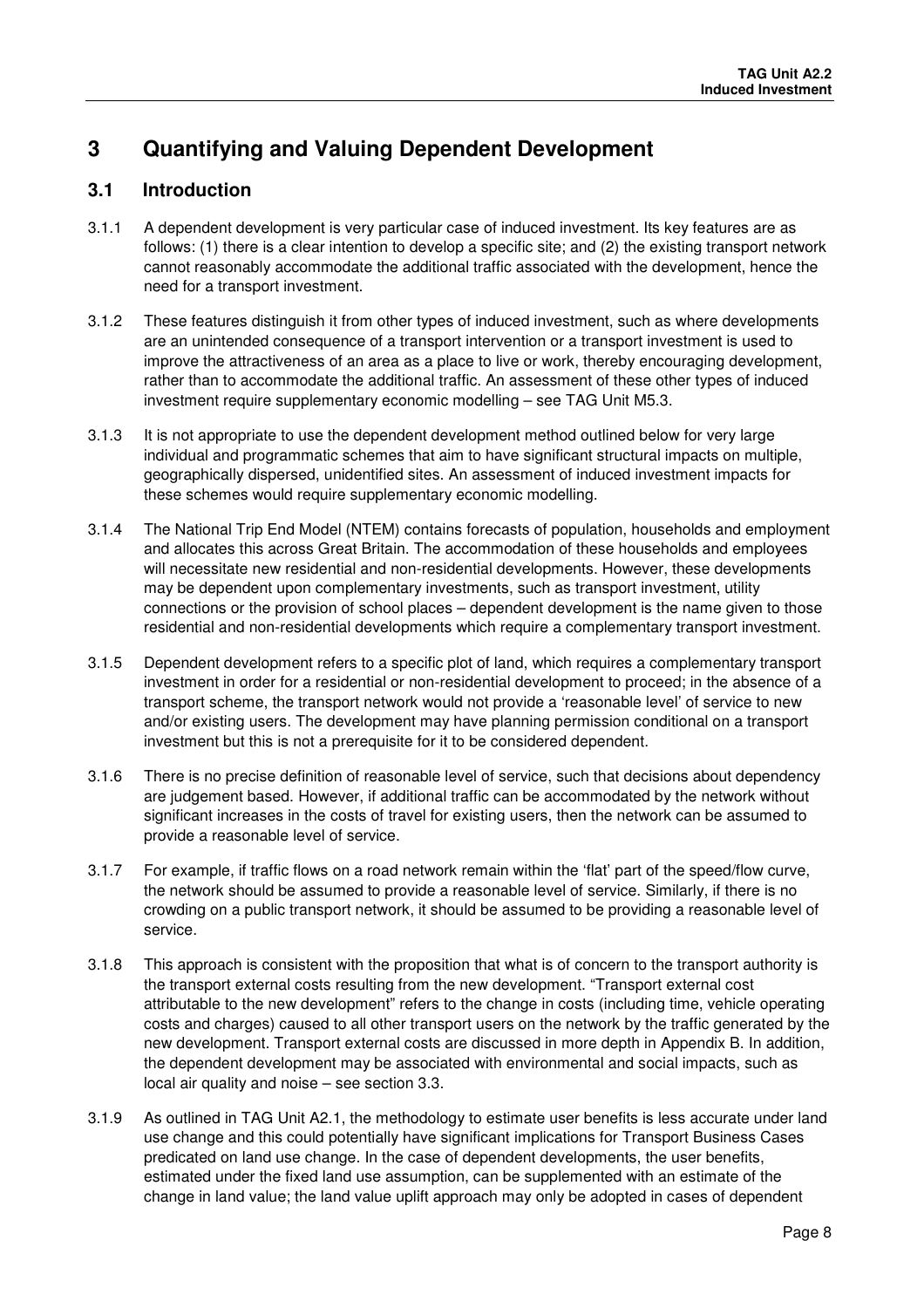# 3 Quantifying and Valuing Dependent Development

## 3.1 Introduction

3.1.1 A dependent development is very particular case of induced investment. Its key features are as follows: (1) there is a clear intention to develop a specific site; and (2) the existing transport network cannot reasonably accommodate the additional traffic associated with the development, hence the need for a transport investment.

3.1.2 These features distinguish it from other types of induced investment, such as where developments are an unintended consequence of a transport intervention or a transport investment is used to improve the attractiveness of an area as a place to live or work, thereby encouraging development, rather than to accommodate the additional traffic. An assessment of these other types of induced investment require supplementary economic modelling – see TAG Unit M5.3.

3.1.3 It is not appropriate to use the dependent development method outlined below for very large individual and programmatic schemes that aim to have significant structural impacts on multiple, geographically dispersed, unidentified sites. An assessment of induced investment impacts for these schemes would require supplementary economic modelling.

3.1.4 The National Trip End Model (NTEM) contains forecasts of population, households and employment and allocates this across Great Britain. The accommodation of these households and employees will necessitate new residential and non-residential developments. However, these developments may be dependent upon complementary investments, such as transport investment, utility connections or the provision of school places – dependent development is the name given to those residential and non-residential developments which require a complementary transport investment.

3.1.5 Dependent development refers to a specific plot of land, which requires a complementary transport investment in order for a residential or non-residential development to proceed; in the absence of a transport scheme, the transport network would not provide a 'reasonable level' of service to new and/or existing users. The development may have planning permission conditional on a transport investment but this is not a prerequisite for it to be considered dependent.

3.1.6 There is no precise definition of reasonable level of service, such that decisions about dependency are judgement based. However, if additional traffic can be accommodated by the network without significant increases in the costs of travel for existing users, then the network can be assumed to provide a reasonable level of service.

3.1.7 For example, if traffic flows on a road network remain within the 'flat' part of the speed/flow curve, the network should be assumed to provide a reasonable level of service. Similarly, if there is no crowding on a public transport network, it should be assumed to be providing a reasonable level of service.

3.1.8 This approach is consistent with the proposition that what is of concern to the transport authority is the transport external costs resulting from the new development. "Transport external cost attributable to the new development" refers to the change in costs (including time, vehicle operating costs and charges) caused to all other transport users on the network by the traffic generated by the new development. Transport external costs are discussed in more depth in Appendix B. In addition, the dependent development may be associated with environmental and social impacts, such as local air quality and noise – see section 3.3.

3.1.9 As outlined in TAG Unit A2.1, the methodology to estimate user benefits is less accurate under land use change and this could potentially have significant implications for Transport Business Cases predicated on land use change. In the case of dependent developments, the user benefits, estimated under the fixed land use assumption, can be supplemented with an estimate of the change in land value; the land value uplift approach may only be adopted in cases of dependent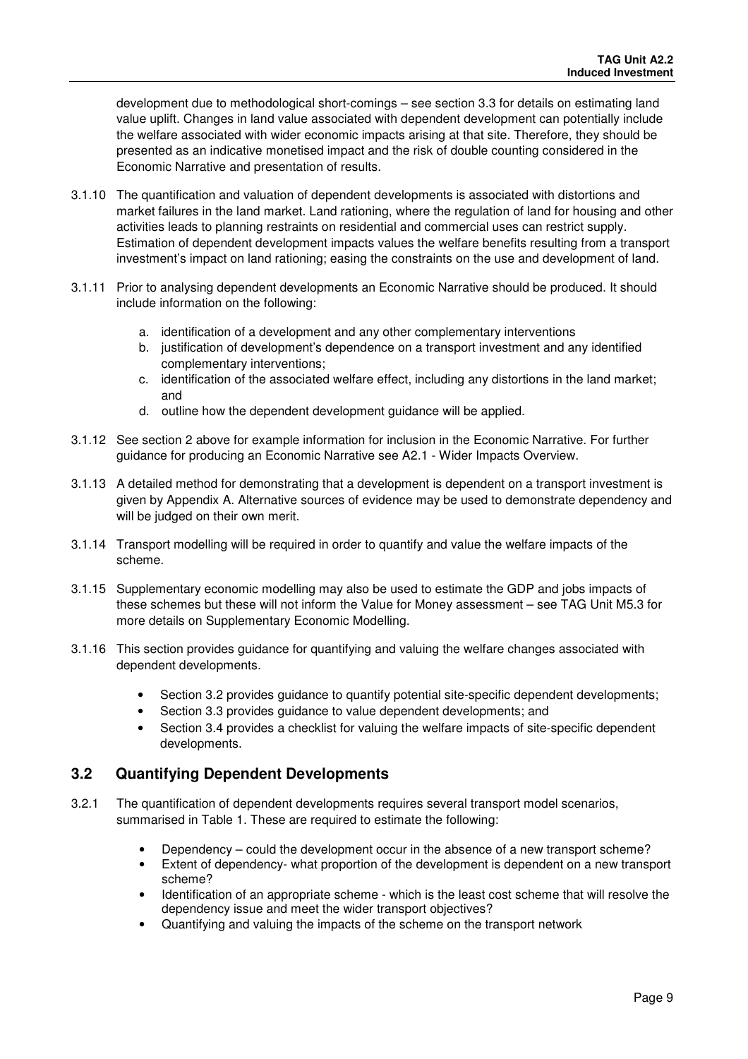development due to methodological short-comings – see section 3.3 for details on estimating land value uplift. Changes in land value associated with dependent development can potentially include the welfare associated with wider economic impacts arising at that site. Therefore, they should be presented as an indicative monetised impact and the risk of double counting considered in the Economic Narrative and presentation of results.

3.1.10 The quantification and valuation of dependent developments is associated with distortions and market failures in the land market. Land rationing, where the regulation of land for housing and other activities leads to planning restraints on residential and commercial uses can restrict supply. Estimation of dependent development impacts values the welfare benefits resulting from a transport investment's impact on land rationing; easing the constraints on the use and development of land.

3.1.11 Prior to analysing dependent developments an Economic Narrative should be produced. It should include information on the following:

a. identification of a development and any other complementary interventions
b. justification of development's dependence on a transport investment and any identified complementary interventions;
c. identification of the associated welfare effect, including any distortions in the land market; and
d. outline how the dependent development guidance will be applied.

3.1.12 See section 2 above for example information for inclusion in the Economic Narrative. For further guidance for producing an Economic Narrative see A2.1 - Wider Impacts Overview.

3.1.13 A detailed method for demonstrating that a development is dependent on a transport investment is given by Appendix A. Alternative sources of evidence may be used to demonstrate dependency and will be judged on their own merit.

3.1.14 Transport modelling will be required in order to quantify and value the welfare impacts of the scheme.

3.1.15 Supplementary economic modelling may also be used to estimate the GDP and jobs impacts of these schemes but these will not inform the Value for Money assessment – see TAG Unit M5.3 for more details on Supplementary Economic Modelling.

3.1.16 This section provides guidance for quantifying and valuing the welfare changes associated with dependent developments.

- Section 3.2 provides guidance to quantify potential site-specific dependent developments;
- Section 3.3 provides guidance to value dependent developments; and
- Section 3.4 provides a checklist for valuing the welfare impacts of site-specific dependent developments.

## 3.2 Quantifying Dependent Developments

3.2.1 The quantification of dependent developments requires several transport model scenarios, summarised in Table 1. These are required to estimate the following:

- Dependency – could the development occur in the absence of a new transport scheme?
- Extent of dependency- what proportion of the development is dependent on a new transport scheme?
- Identification of an appropriate scheme - which is the least cost scheme that will resolve the dependency issue and meet the wider transport objectives?
- Quantifying and valuing the impacts of the scheme on the transport network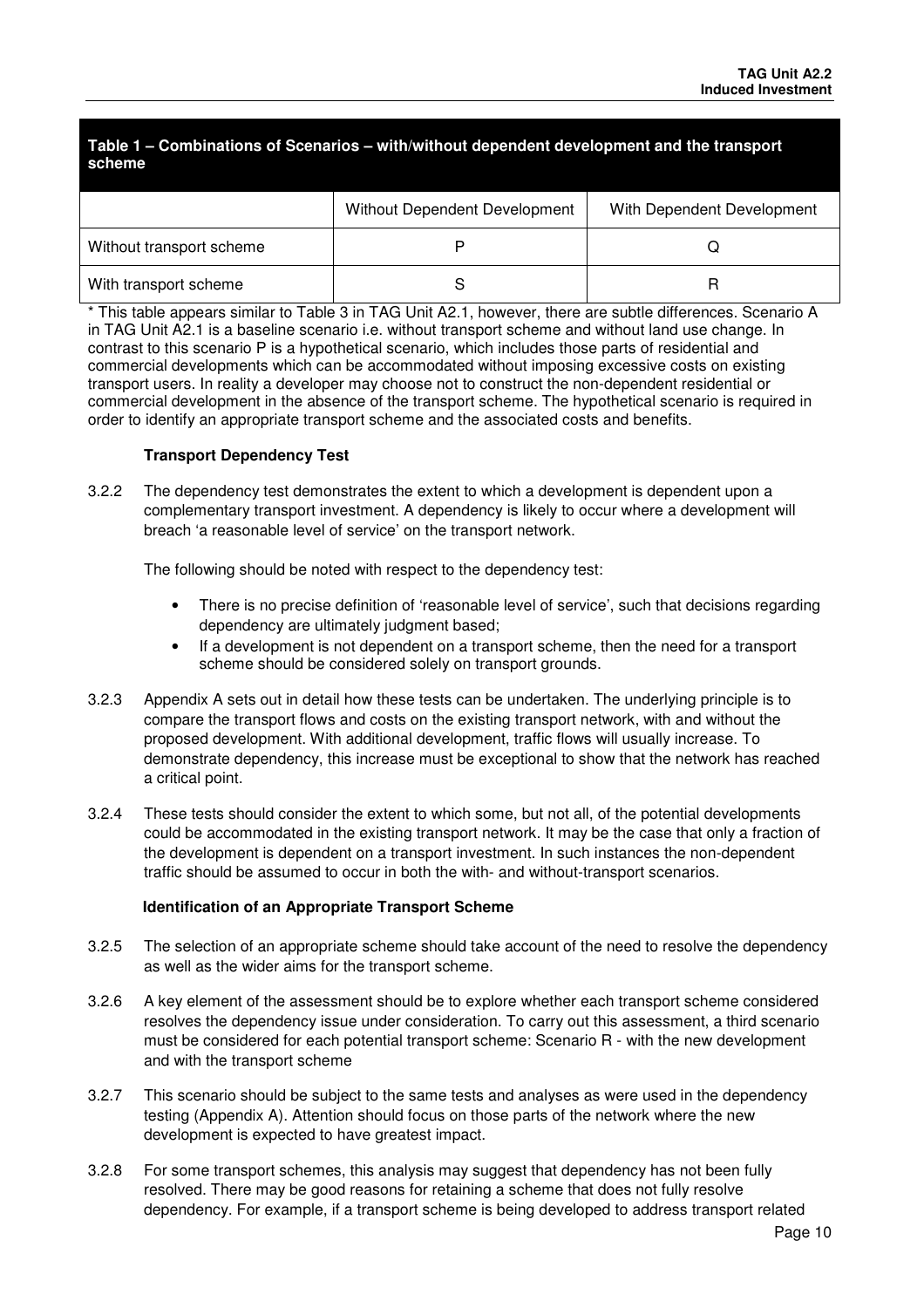**Table 1 – Combinations of Scenarios – with/without dependent development and the transport scheme**

| | Without Dependent Development | With Dependent Development |
|---|---|---|
| Without transport scheme | P | Q |
| With transport scheme | S | R |

* This table appears similar to Table 3 in TAG Unit A2.1, however, there are subtle differences. Scenario A in TAG Unit A2.1 is a baseline scenario i.e. without transport scheme and without land use change. In contrast to this scenario P is a hypothetical scenario, which includes those parts of residential and commercial developments which can be accommodated without imposing excessive costs on existing transport users. In reality a developer may choose not to construct the non-dependent residential or commercial development in the absence of the transport scheme. The hypothetical scenario is required in order to identify an appropriate transport scheme and the associated costs and benefits.

**Transport Dependency Test**

3.2.2 The dependency test demonstrates the extent to which a development is dependent upon a complementary transport investment. A dependency is likely to occur where a development will breach 'a reasonable level of service' on the transport network.

The following should be noted with respect to the dependency test:

- There is no precise definition of 'reasonable level of service', such that decisions regarding dependency are ultimately judgment based;
- If a development is not dependent on a transport scheme, then the need for a transport scheme should be considered solely on transport grounds.

3.2.3 Appendix A sets out in detail how these tests can be undertaken. The underlying principle is to compare the transport flows and costs on the existing transport network, with and without the proposed development. With additional development, traffic flows will usually increase. To demonstrate dependency, this increase must be exceptional to show that the network has reached a critical point.

3.2.4 These tests should consider the extent to which some, but not all, of the potential developments could be accommodated in the existing transport network. It may be the case that only a fraction of the development is dependent on a transport investment. In such instances the non-dependent traffic should be assumed to occur in both the with- and without-transport scenarios.

**Identification of an Appropriate Transport Scheme**

3.2.5 The selection of an appropriate scheme should take account of the need to resolve the dependency as well as the wider aims for the transport scheme.

3.2.6 A key element of the assessment should be to explore whether each transport scheme considered resolves the dependency issue under consideration. To carry out this assessment, a third scenario must be considered for each potential transport scheme: Scenario R - with the new development and with the transport scheme

3.2.7 This scenario should be subject to the same tests and analyses as were used in the dependency testing (Appendix A). Attention should focus on those parts of the network where the new development is expected to have greatest impact.

3.2.8 For some transport schemes, this analysis may suggest that dependency has not been fully resolved. There may be good reasons for retaining a scheme that does not fully resolve dependency. For example, if a transport scheme is being developed to address transport related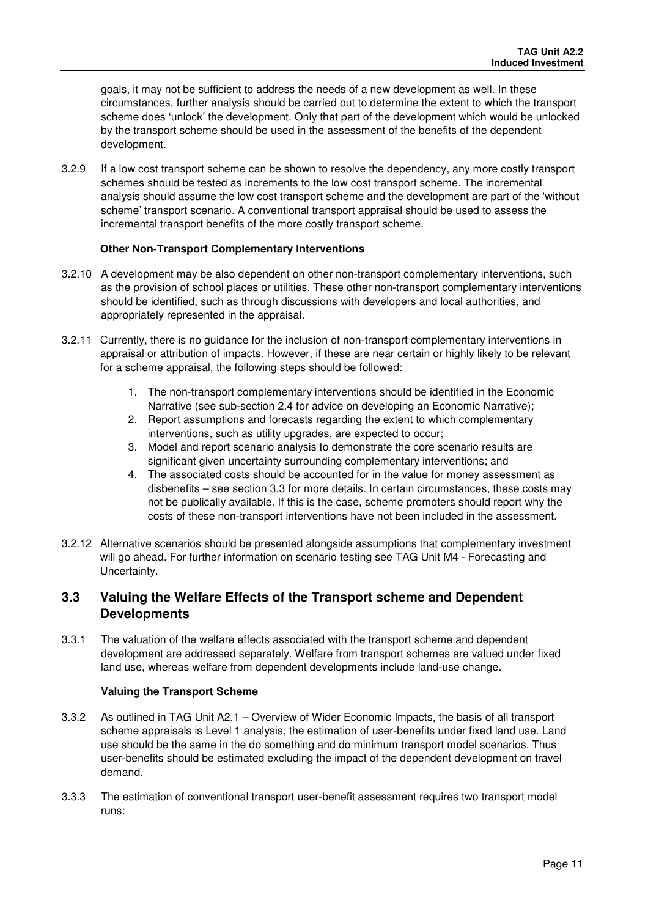goals, it may not be sufficient to address the needs of a new development as well. In these circumstances, further analysis should be carried out to determine the extent to which the transport scheme does 'unlock' the development. Only that part of the development which would be unlocked by the transport scheme should be used in the assessment of the benefits of the dependent development.

3.2.9 If a low cost transport scheme can be shown to resolve the dependency, any more costly transport schemes should be tested as increments to the low cost transport scheme. The incremental analysis should assume the low cost transport scheme and the development are part of the 'without scheme' transport scenario. A conventional transport appraisal should be used to assess the incremental transport benefits of the more costly transport scheme.

**Other Non-Transport Complementary Interventions**

3.2.10 A development may be also dependent on other non-transport complementary interventions, such as the provision of school places or utilities. These other non-transport complementary interventions should be identified, such as through discussions with developers and local authorities, and appropriately represented in the appraisal.

3.2.11 Currently, there is no guidance for the inclusion of non-transport complementary interventions in appraisal or attribution of impacts. However, if these are near certain or highly likely to be relevant for a scheme appraisal, the following steps should be followed:

1. The non-transport complementary interventions should be identified in the Economic Narrative (see sub-section 2.4 for advice on developing an Economic Narrative);
2. Report assumptions and forecasts regarding the extent to which complementary interventions, such as utility upgrades, are expected to occur;
3. Model and report scenario analysis to demonstrate the core scenario results are significant given uncertainty surrounding complementary interventions; and
4. The associated costs should be accounted for in the value for money assessment as disbenefits – see section 3.3 for more details. In certain circumstances, these costs may not be publically available. If this is the case, scheme promoters should report why the costs of these non-transport interventions have not been included in the assessment.

3.2.12 Alternative scenarios should be presented alongside assumptions that complementary investment will go ahead. For further information on scenario testing see TAG Unit M4 - Forecasting and Uncertainty.

## 3.3 Valuing the Welfare Effects of the Transport scheme and Dependent Developments

3.3.1 The valuation of the welfare effects associated with the transport scheme and dependent development are addressed separately. Welfare from transport schemes are valued under fixed land use, whereas welfare from dependent developments include land-use change.

**Valuing the Transport Scheme**

3.3.2 As outlined in TAG Unit A2.1 – Overview of Wider Economic Impacts, the basis of all transport scheme appraisals is Level 1 analysis, the estimation of user-benefits under fixed land use. Land use should be the same in the do something and do minimum transport model scenarios. Thus user-benefits should be estimated excluding the impact of the dependent development on travel demand.

3.3.3 The estimation of conventional transport user-benefit assessment requires two transport model runs: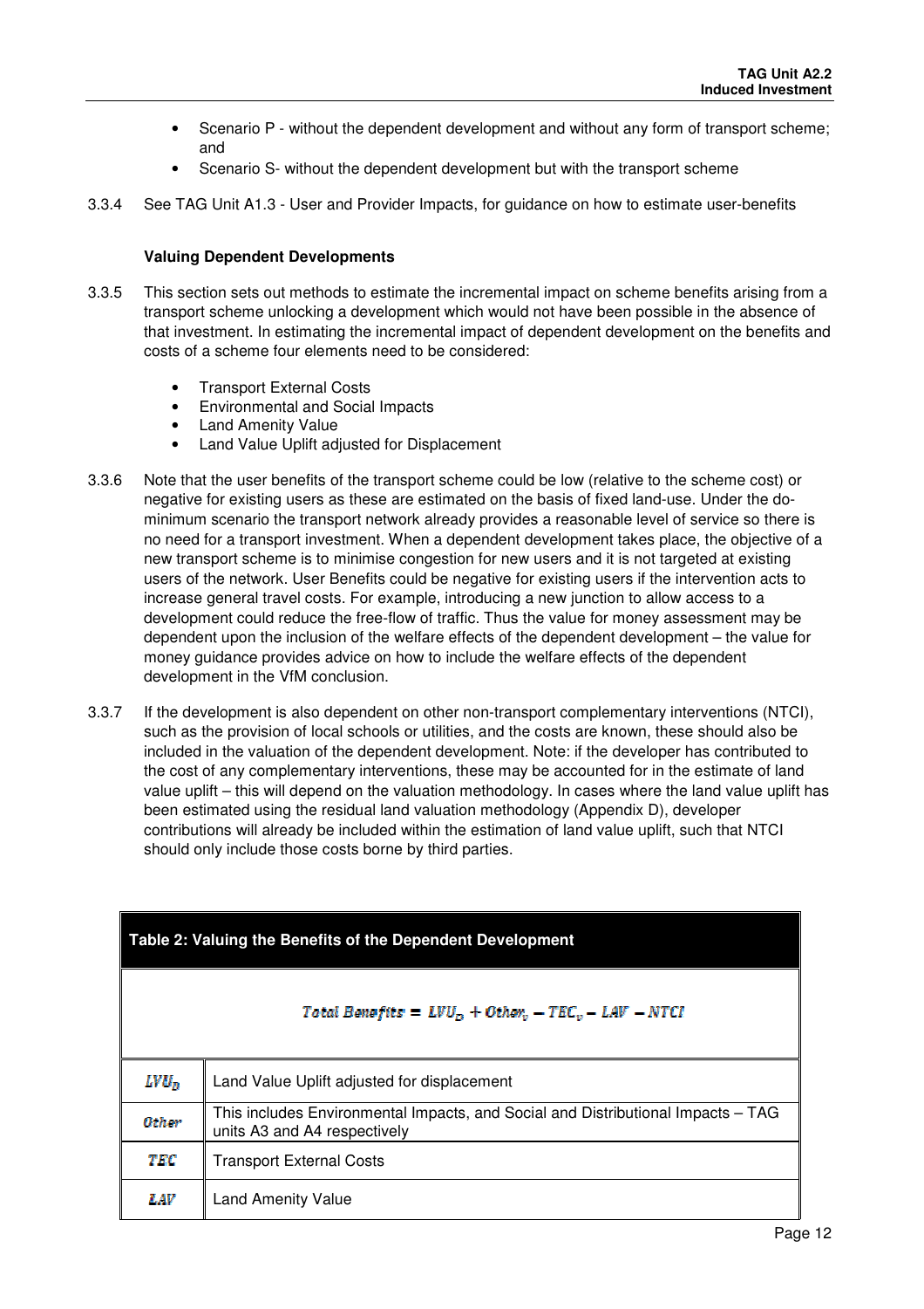- Scenario P - without the dependent development and without any form of transport scheme; and
- Scenario S- without the dependent development but with the transport scheme

3.3.4 See TAG Unit A1.3 - User and Provider Impacts, for guidance on how to estimate user-benefits

**Valuing Dependent Developments**

3.3.5 This section sets out methods to estimate the incremental impact on scheme benefits arising from a transport scheme unlocking a development which would not have been possible in the absence of that investment. In estimating the incremental impact of dependent development on the benefits and costs of a scheme four elements need to be considered:

- Transport External Costs
- Environmental and Social Impacts
- Land Amenity Value
- Land Value Uplift adjusted for Displacement

3.3.6 Note that the user benefits of the transport scheme could be low (relative to the scheme cost) or negative for existing users as these are estimated on the basis of fixed land-use. Under the do-minimum scenario the transport network already provides a reasonable level of service so there is no need for a transport investment. When a dependent development takes place, the objective of a new transport scheme is to minimise congestion for new users and it is not targeted at existing users of the network. User Benefits could be negative for existing users if the intervention acts to increase general travel costs. For example, introducing a new junction to allow access to a development could reduce the free-flow of traffic. Thus the value for money assessment may be dependent upon the inclusion of the welfare effects of the dependent development – the value for money guidance provides advice on how to include the welfare effects of the dependent development in the VfM conclusion.

3.3.7 If the development is also dependent on other non-transport complementary interventions (NTCI), such as the provision of local schools or utilities, and the costs are known, these should also be included in the valuation of the dependent development. Note: if the developer has contributed to the cost of any complementary interventions, these may be accounted for in the estimate of land value uplift – this will depend on the valuation methodology. In cases where the land value uplift has been estimated using the residual land valuation methodology (Appendix D), developer contributions will already be included within the estimation of land value uplift, such that NTCI should only include those costs borne by third parties.

| **Table 2: Valuing the Benefits of the Dependent Development** | |
|---|---|
| $$Total\ Benefits = LVU_D + Other_v - TEC_v - LAV - NTCI$$ | |
| $LVU_D$ | Land Value Uplift adjusted for displacement |
| $Other$ | This includes Environmental Impacts, and Social and Distributional Impacts – TAG units A3 and A4 respectively |
| $TEC$ | Transport External Costs |
| $LAV$ | Land Amenity Value |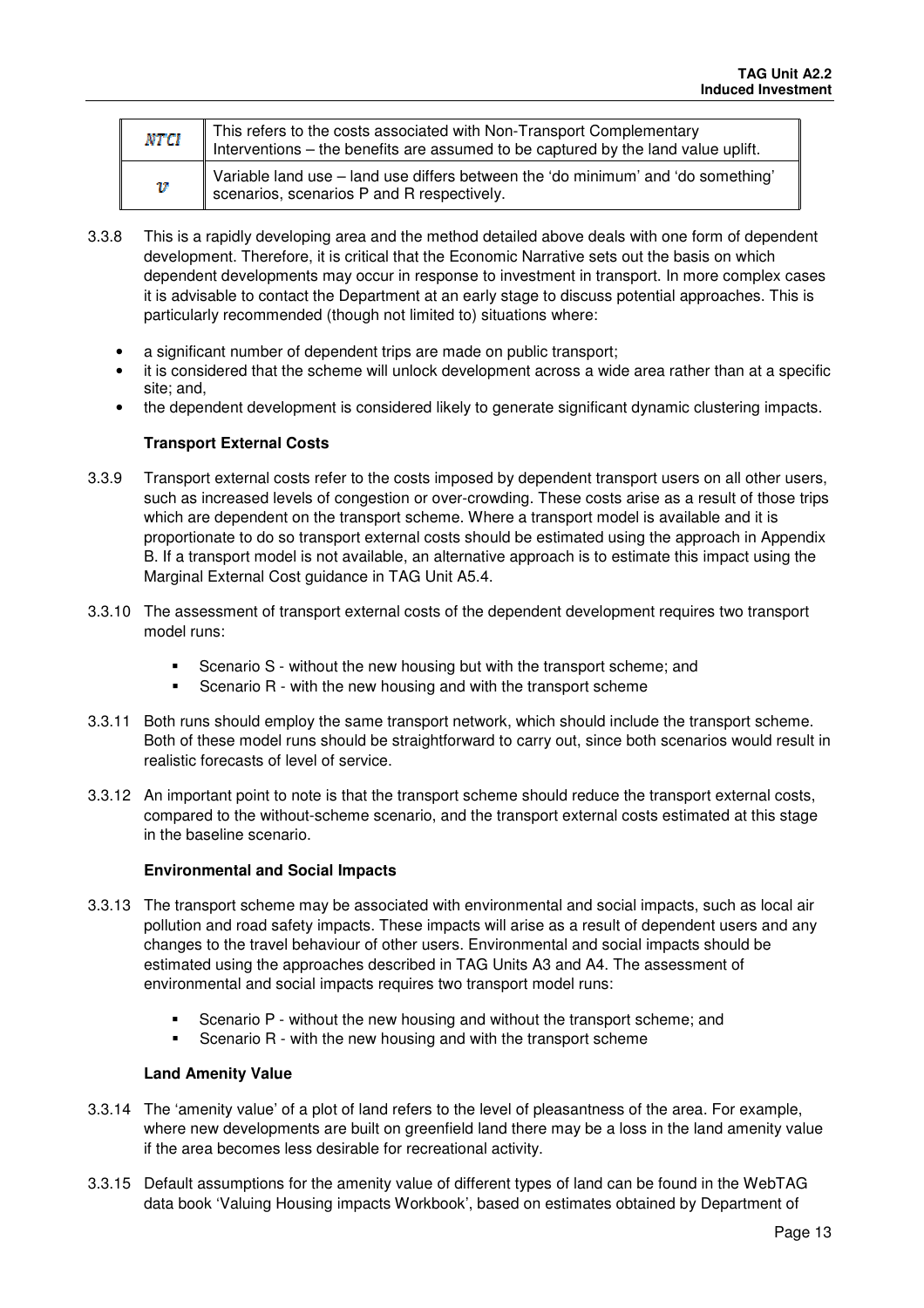| | |
|---|---|
| *NTCI* | This refers to the costs associated with Non-Transport Complementary Interventions – the benefits are assumed to be captured by the land value uplift. |
| *v* | Variable land use – land use differs between the 'do minimum' and 'do something' scenarios, scenarios P and R respectively. |

3.3.8 This is a rapidly developing area and the method detailed above deals with one form of dependent development. Therefore, it is critical that the Economic Narrative sets out the basis on which dependent developments may occur in response to investment in transport. In more complex cases it is advisable to contact the Department at an early stage to discuss potential approaches. This is particularly recommended (though not limited to) situations where:

- a significant number of dependent trips are made on public transport;
- it is considered that the scheme will unlock development across a wide area rather than at a specific site; and,
- the dependent development is considered likely to generate significant dynamic clustering impacts.

**Transport External Costs**

3.3.9 Transport external costs refer to the costs imposed by dependent transport users on all other users, such as increased levels of congestion or over-crowding. These costs arise as a result of those trips which are dependent on the transport scheme. Where a transport model is available and it is proportionate to do so transport external costs should be estimated using the approach in Appendix B. If a transport model is not available, an alternative approach is to estimate this impact using the Marginal External Cost guidance in TAG Unit A5.4.

3.3.10 The assessment of transport external costs of the dependent development requires two transport model runs:

- Scenario S - without the new housing but with the transport scheme; and
- Scenario R - with the new housing and with the transport scheme

3.3.11 Both runs should employ the same transport network, which should include the transport scheme. Both of these model runs should be straightforward to carry out, since both scenarios would result in realistic forecasts of level of service.

3.3.12 An important point to note is that the transport scheme should reduce the transport external costs, compared to the without-scheme scenario, and the transport external costs estimated at this stage in the baseline scenario.

**Environmental and Social Impacts**

3.3.13 The transport scheme may be associated with environmental and social impacts, such as local air pollution and road safety impacts. These impacts will arise as a result of dependent users and any changes to the travel behaviour of other users. Environmental and social impacts should be estimated using the approaches described in TAG Units A3 and A4. The assessment of environmental and social impacts requires two transport model runs:

- Scenario P - without the new housing and without the transport scheme; and
- Scenario R - with the new housing and with the transport scheme

**Land Amenity Value**

3.3.14 The 'amenity value' of a plot of land refers to the level of pleasantness of the area. For example, where new developments are built on greenfield land there may be a loss in the land amenity value if the area becomes less desirable for recreational activity.

3.3.15 Default assumptions for the amenity value of different types of land can be found in the WebTAG data book 'Valuing Housing impacts Workbook', based on estimates obtained by Department of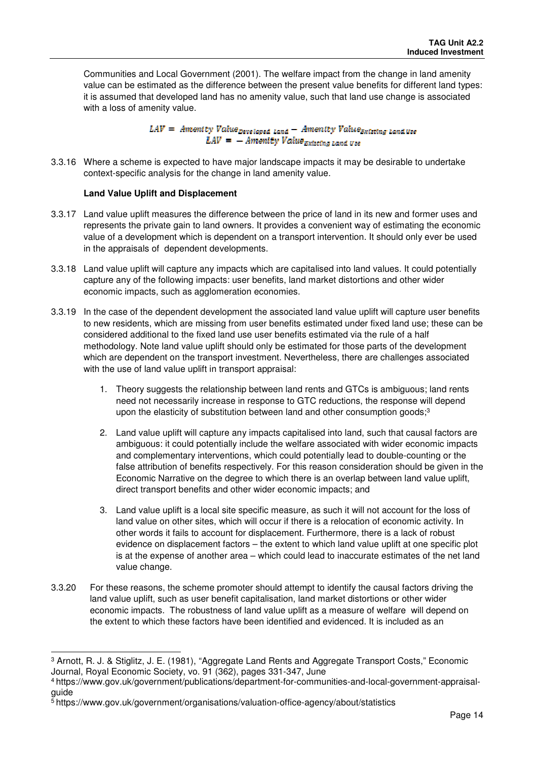Communities and Local Government (2001). The welfare impact from the change in land amenity value can be estimated as the difference between the present value benefits for different land types: it is assumed that developed land has no amenity value, such that land use change is associated with a loss of amenity value.

$$LAV = Amenity\ Value_{Developed\ Land} - Amenity\ Value_{Existing\ Land\ Use}$$
$$LAV = -Amenity\ Value_{Existing\ Land\ Use}$$

3.3.16 Where a scheme is expected to have major landscape impacts it may be desirable to undertake context-specific analysis for the change in land amenity value.

**Land Value Uplift and Displacement**

3.3.17 Land value uplift measures the difference between the price of land in its new and former uses and represents the private gain to land owners. It provides a convenient way of estimating the economic value of a development which is dependent on a transport intervention. It should only ever be used in the appraisals of dependent developments.

3.3.18 Land value uplift will capture any impacts which are capitalised into land values. It could potentially capture any of the following impacts: user benefits, land market distortions and other wider economic impacts, such as agglomeration economies.

3.3.19 In the case of the dependent development the associated land value uplift will capture user benefits to new residents, which are missing from user benefits estimated under fixed land use; these can be considered additional to the fixed land use user benefits estimated via the rule of a half methodology. Note land value uplift should only be estimated for those parts of the development which are dependent on the transport investment. Nevertheless, there are challenges associated with the use of land value uplift in transport appraisal:

1. Theory suggests the relationship between land rents and GTCs is ambiguous; land rents need not necessarily increase in response to GTC reductions, the response will depend upon the elasticity of substitution between land and other consumption goods;[3]

2. Land value uplift will capture any impacts capitalised into land, such that causal factors are ambiguous: it could potentially include the welfare associated with wider economic impacts and complementary interventions, which could potentially lead to double-counting or the false attribution of benefits respectively. For this reason consideration should be given in the Economic Narrative on the degree to which there is an overlap between land value uplift, direct transport benefits and other wider economic impacts; and

3. Land value uplift is a local site specific measure, as such it will not account for the loss of land value on other sites, which will occur if there is a relocation of economic activity. In other words it fails to account for displacement. Furthermore, there is a lack of robust evidence on displacement factors – the extent to which land value uplift at one specific plot is at the expense of another area – which could lead to inaccurate estimates of the net land value change.

3.3.20 For these reasons, the scheme promoter should attempt to identify the causal factors driving the land value uplift, such as user benefit capitalisation, land market distortions or other wider economic impacts. The robustness of land value uplift as a measure of welfare will depend on the extent to which these factors have been identified and evidenced. It is included as an

---

[3] Arnott, R. J. & Stiglitz, J. E. (1981), "Aggregate Land Rents and Aggregate Transport Costs," Economic Journal, Royal Economic Society, vo. 91 (362), pages 331-347, June

[4] https://www.gov.uk/government/publications/department-for-communities-and-local-government-appraisal-guide

[5] https://www.gov.uk/government/organisations/valuation-office-agency/about/statistics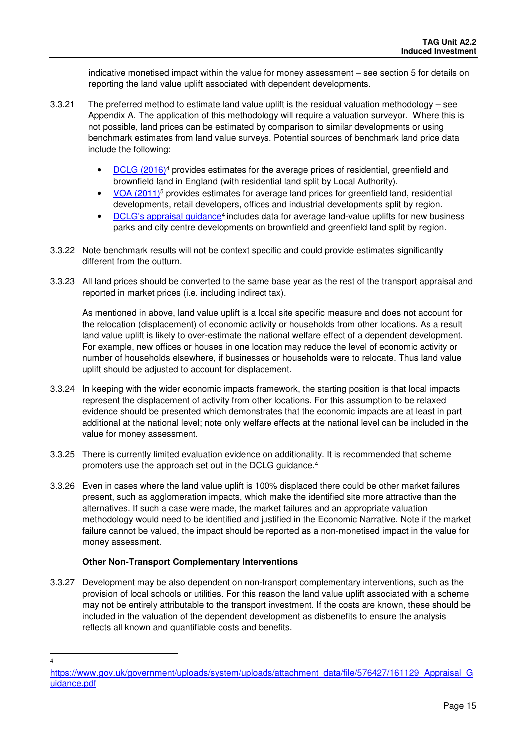indicative monetised impact within the value for money assessment – see section 5 for details on reporting the land value uplift associated with dependent developments.

3.3.21 The preferred method to estimate land value uplift is the residual valuation methodology – see Appendix A. The application of this methodology will require a valuation surveyor. Where this is not possible, land prices can be estimated by comparison to similar developments or using benchmark estimates from land value surveys. Potential sources of benchmark land price data include the following:

- DCLG (2016)[4] provides estimates for the average prices of residential, greenfield and brownfield land in England (with residential land split by Local Authority).
- VOA (2011)[5] provides estimates for average land prices for greenfield land, residential developments, retail developers, offices and industrial developments split by region.
- DCLG's appraisal guidance[4] includes data for average land-value uplifts for new business parks and city centre developments on brownfield and greenfield land split by region.

3.3.22 Note benchmark results will not be context specific and could provide estimates significantly different from the outturn.

3.3.23 All land prices should be converted to the same base year as the rest of the transport appraisal and reported in market prices (i.e. including indirect tax).

As mentioned in above, land value uplift is a local site specific measure and does not account for the relocation (displacement) of economic activity or households from other locations. As a result land value uplift is likely to over-estimate the national welfare effect of a dependent development. For example, new offices or houses in one location may reduce the level of economic activity or number of households elsewhere, if businesses or households were to relocate. Thus land value uplift should be adjusted to account for displacement.

3.3.24 In keeping with the wider economic impacts framework, the starting position is that local impacts represent the displacement of activity from other locations. For this assumption to be relaxed evidence should be presented which demonstrates that the economic impacts are at least in part additional at the national level; note only welfare effects at the national level can be included in the value for money assessment.

3.3.25 There is currently limited evaluation evidence on additionality. It is recommended that scheme promoters use the approach set out in the DCLG guidance.[4]

3.3.26 Even in cases where the land value uplift is 100% displaced there could be other market failures present, such as agglomeration impacts, which make the identified site more attractive than the alternatives. If such a case were made, the market failures and an appropriate valuation methodology would need to be identified and justified in the Economic Narrative. Note if the market failure cannot be valued, the impact should be reported as a non-monetised impact in the value for money assessment.

**Other Non-Transport Complementary Interventions**

3.3.27 Development may be also dependent on non-transport complementary interventions, such as the provision of local schools or utilities. For this reason the land value uplift associated with a scheme may not be entirely attributable to the transport investment. If the costs are known, these should be included in the valuation of the dependent development as disbenefits to ensure the analysis reflects all known and quantifiable costs and benefits.

[4] https://www.gov.uk/government/uploads/system/uploads/attachment_data/file/576427/161129_Appraisal_Guidance.pdf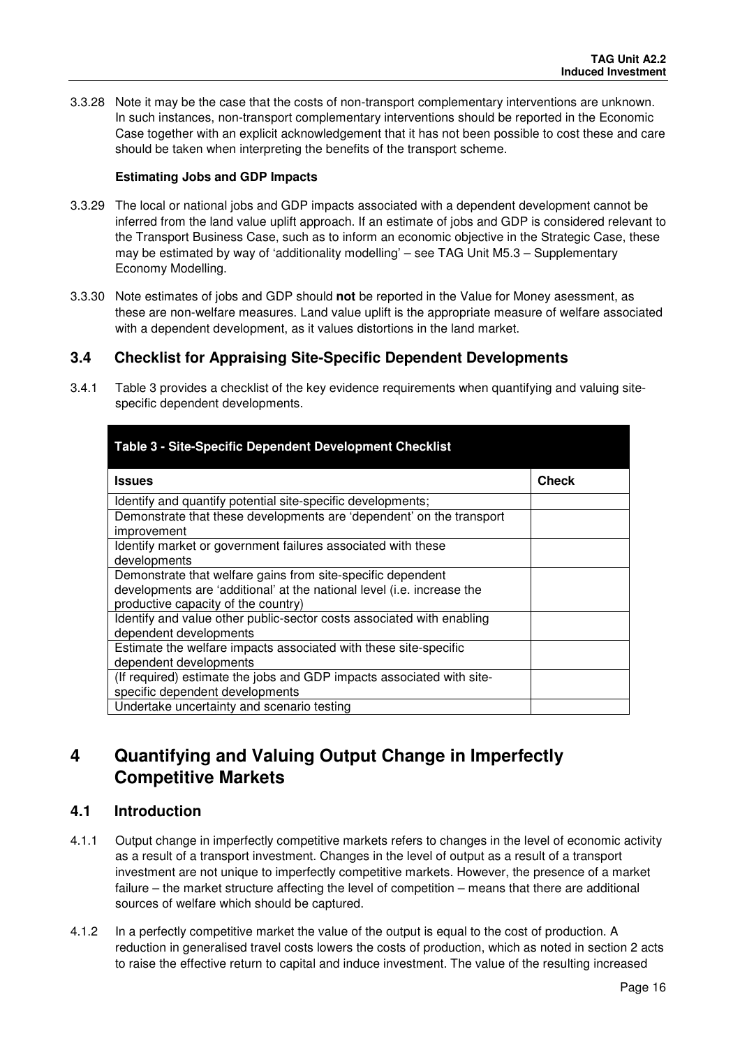3.3.28 Note it may be the case that the costs of non-transport complementary interventions are unknown. In such instances, non-transport complementary interventions should be reported in the Economic Case together with an explicit acknowledgement that it has not been possible to cost these and care should be taken when interpreting the benefits of the transport scheme.

**Estimating Jobs and GDP Impacts**

3.3.29 The local or national jobs and GDP impacts associated with a dependent development cannot be inferred from the land value uplift approach. If an estimate of jobs and GDP is considered relevant to the Transport Business Case, such as to inform an economic objective in the Strategic Case, these may be estimated by way of 'additionality modelling' – see TAG Unit M5.3 – Supplementary Economy Modelling.

3.3.30 Note estimates of jobs and GDP should **not** be reported in the Value for Money asessment, as these are non-welfare measures. Land value uplift is the appropriate measure of welfare associated with a dependent development, as it values distortions in the land market.

## 3.4 Checklist for Appraising Site-Specific Dependent Developments

3.4.1 Table 3 provides a checklist of the key evidence requirements when quantifying and valuing site-specific dependent developments.

**Table 3 - Site-Specific Dependent Development Checklist**

| Issues | Check |
|---|---|
| Identify and quantify potential site-specific developments; | |
| Demonstrate that these developments are 'dependent' on the transport improvement | |
| Identify market or government failures associated with these developments | |
| Demonstrate that welfare gains from site-specific dependent developments are 'additional' at the national level (i.e. increase the productive capacity of the country) | |
| Identify and value other public-sector costs associated with enabling dependent developments | |
| Estimate the welfare impacts associated with these site-specific dependent developments | |
| (If required) estimate the jobs and GDP impacts associated with site-specific dependent developments | |
| Undertake uncertainty and scenario testing | |

# 4 Quantifying and Valuing Output Change in Imperfectly Competitive Markets

## 4.1 Introduction

4.1.1 Output change in imperfectly competitive markets refers to changes in the level of economic activity as a result of a transport investment. Changes in the level of output as a result of a transport investment are not unique to imperfectly competitive markets. However, the presence of a market failure – the market structure affecting the level of competition – means that there are additional sources of welfare which should be captured.

4.1.2 In a perfectly competitive market the value of the output is equal to the cost of production. A reduction in generalised travel costs lowers the costs of production, which as noted in section 2 acts to raise the effective return to capital and induce investment. The value of the resulting increased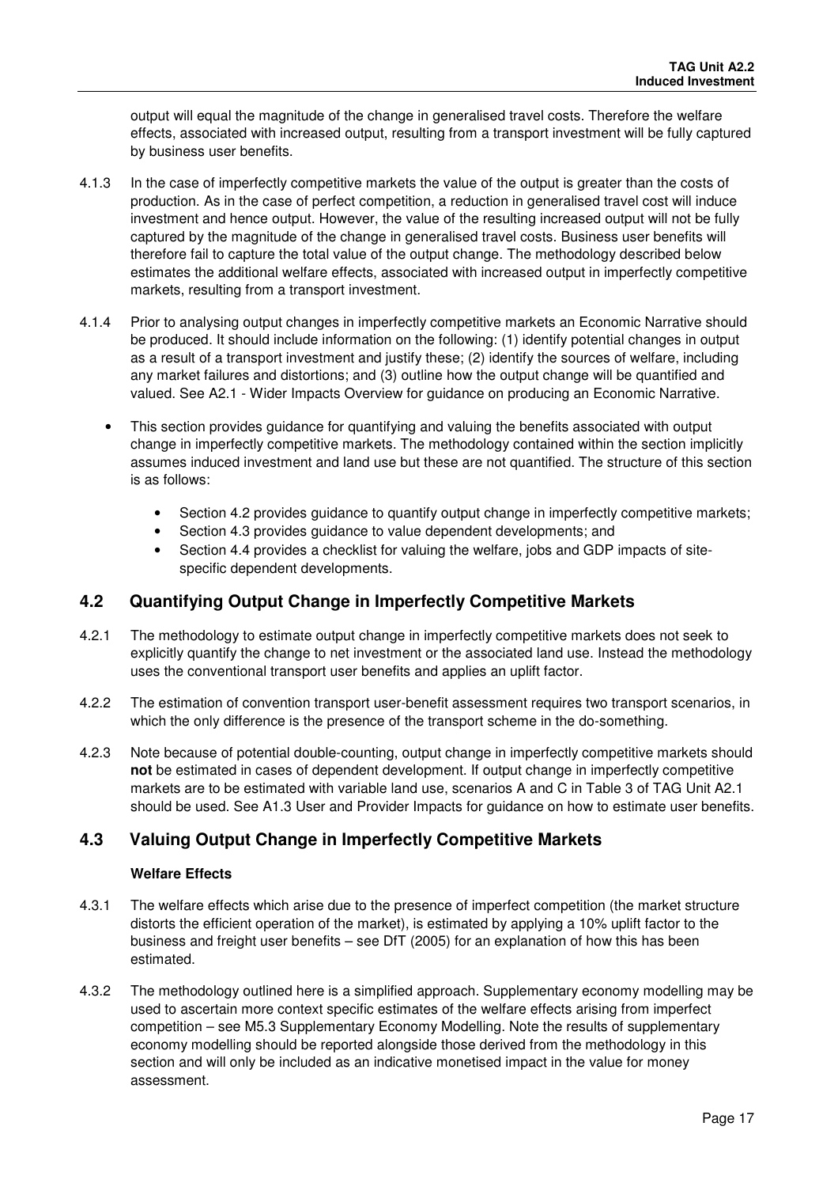output will equal the magnitude of the change in generalised travel costs. Therefore the welfare effects, associated with increased output, resulting from a transport investment will be fully captured by business user benefits.

4.1.3 In the case of imperfectly competitive markets the value of the output is greater than the costs of production. As in the case of perfect competition, a reduction in generalised travel cost will induce investment and hence output. However, the value of the resulting increased output will not be fully captured by the magnitude of the change in generalised travel costs. Business user benefits will therefore fail to capture the total value of the output change. The methodology described below estimates the additional welfare effects, associated with increased output in imperfectly competitive markets, resulting from a transport investment.

4.1.4 Prior to analysing output changes in imperfectly competitive markets an Economic Narrative should be produced. It should include information on the following: (1) identify potential changes in output as a result of a transport investment and justify these; (2) identify the sources of welfare, including any market failures and distortions; and (3) outline how the output change will be quantified and valued. See A2.1 - Wider Impacts Overview for guidance on producing an Economic Narrative.

- This section provides guidance for quantifying and valuing the benefits associated with output change in imperfectly competitive markets. The methodology contained within the section implicitly assumes induced investment and land use but these are not quantified. The structure of this section is as follows:
  - Section 4.2 provides guidance to quantify output change in imperfectly competitive markets;
  - Section 4.3 provides guidance to value dependent developments; and
  - Section 4.4 provides a checklist for valuing the welfare, jobs and GDP impacts of site-specific dependent developments.

## 4.2 Quantifying Output Change in Imperfectly Competitive Markets

4.2.1 The methodology to estimate output change in imperfectly competitive markets does not seek to explicitly quantify the change to net investment or the associated land use. Instead the methodology uses the conventional transport user benefits and applies an uplift factor.

4.2.2 The estimation of convention transport user-benefit assessment requires two transport scenarios, in which the only difference is the presence of the transport scheme in the do-something.

4.2.3 Note because of potential double-counting, output change in imperfectly competitive markets should **not** be estimated in cases of dependent development. If output change in imperfectly competitive markets are to be estimated with variable land use, scenarios A and C in Table 3 of TAG Unit A2.1 should be used. See A1.3 User and Provider Impacts for guidance on how to estimate user benefits.

## 4.3 Valuing Output Change in Imperfectly Competitive Markets

**Welfare Effects**

4.3.1 The welfare effects which arise due to the presence of imperfect competition (the market structure distorts the efficient operation of the market), is estimated by applying a 10% uplift factor to the business and freight user benefits – see DfT (2005) for an explanation of how this has been estimated.

4.3.2 The methodology outlined here is a simplified approach. Supplementary economy modelling may be used to ascertain more context specific estimates of the welfare effects arising from imperfect competition – see M5.3 Supplementary Economy Modelling. Note the results of supplementary economy modelling should be reported alongside those derived from the methodology in this section and will only be included as an indicative monetised impact in the value for money assessment.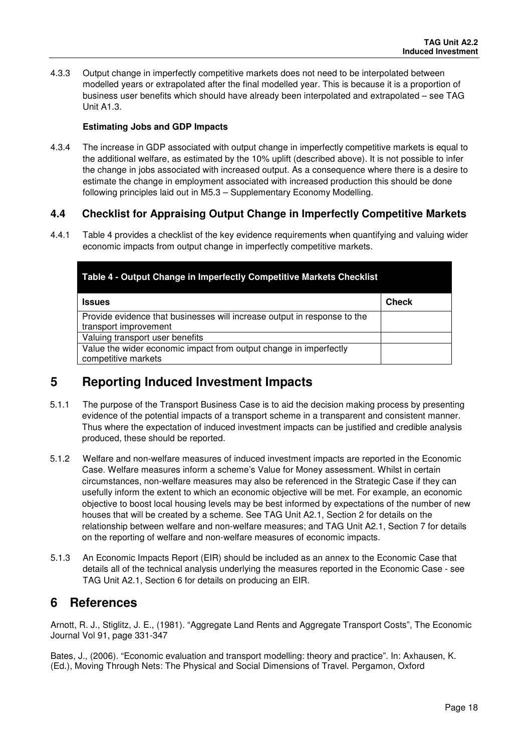4.3.3 Output change in imperfectly competitive markets does not need to be interpolated between modelled years or extrapolated after the final modelled year. This is because it is a proportion of business user benefits which should have already been interpolated and extrapolated – see TAG Unit A1.3.

**Estimating Jobs and GDP Impacts**

4.3.4 The increase in GDP associated with output change in imperfectly competitive markets is equal to the additional welfare, as estimated by the 10% uplift (described above). It is not possible to infer the change in jobs associated with increased output. As a consequence where there is a desire to estimate the change in employment associated with increased production this should be done following principles laid out in M5.3 – Supplementary Economy Modelling.

## 4.4 Checklist for Appraising Output Change in Imperfectly Competitive Markets

4.4.1 Table 4 provides a checklist of the key evidence requirements when quantifying and valuing wider economic impacts from output change in imperfectly competitive markets.

**Table 4 - Output Change in Imperfectly Competitive Markets Checklist**

| Issues | Check |
|---|---|
| Provide evidence that businesses will increase output in response to the transport improvement | |
| Valuing transport user benefits | |
| Value the wider economic impact from output change in imperfectly competitive markets | |

# 5 Reporting Induced Investment Impacts

5.1.1 The purpose of the Transport Business Case is to aid the decision making process by presenting evidence of the potential impacts of a transport scheme in a transparent and consistent manner. Thus where the expectation of induced investment impacts can be justified and credible analysis produced, these should be reported.

5.1.2 Welfare and non-welfare measures of induced investment impacts are reported in the Economic Case. Welfare measures inform a scheme's Value for Money assessment. Whilst in certain circumstances, non-welfare measures may also be referenced in the Strategic Case if they can usefully inform the extent to which an economic objective will be met. For example, an economic objective to boost local housing levels may be best informed by expectations of the number of new houses that will be created by a scheme. See TAG Unit A2.1, Section 2 for details on the relationship between welfare and non-welfare measures; and TAG Unit A2.1, Section 7 for details on the reporting of welfare and non-welfare measures of economic impacts.

5.1.3 An Economic Impacts Report (EIR) should be included as an annex to the Economic Case that details all of the technical analysis underlying the measures reported in the Economic Case - see TAG Unit A2.1, Section 6 for details on producing an EIR.

# 6 References

Arnott, R. J., Stiglitz, J. E., (1981). "Aggregate Land Rents and Aggregate Transport Costs", The Economic Journal Vol 91, page 331-347

Bates, J., (2006). "Economic evaluation and transport modelling: theory and practice". In: Axhausen, K. (Ed.), Moving Through Nets: The Physical and Social Dimensions of Travel. Pergamon, Oxford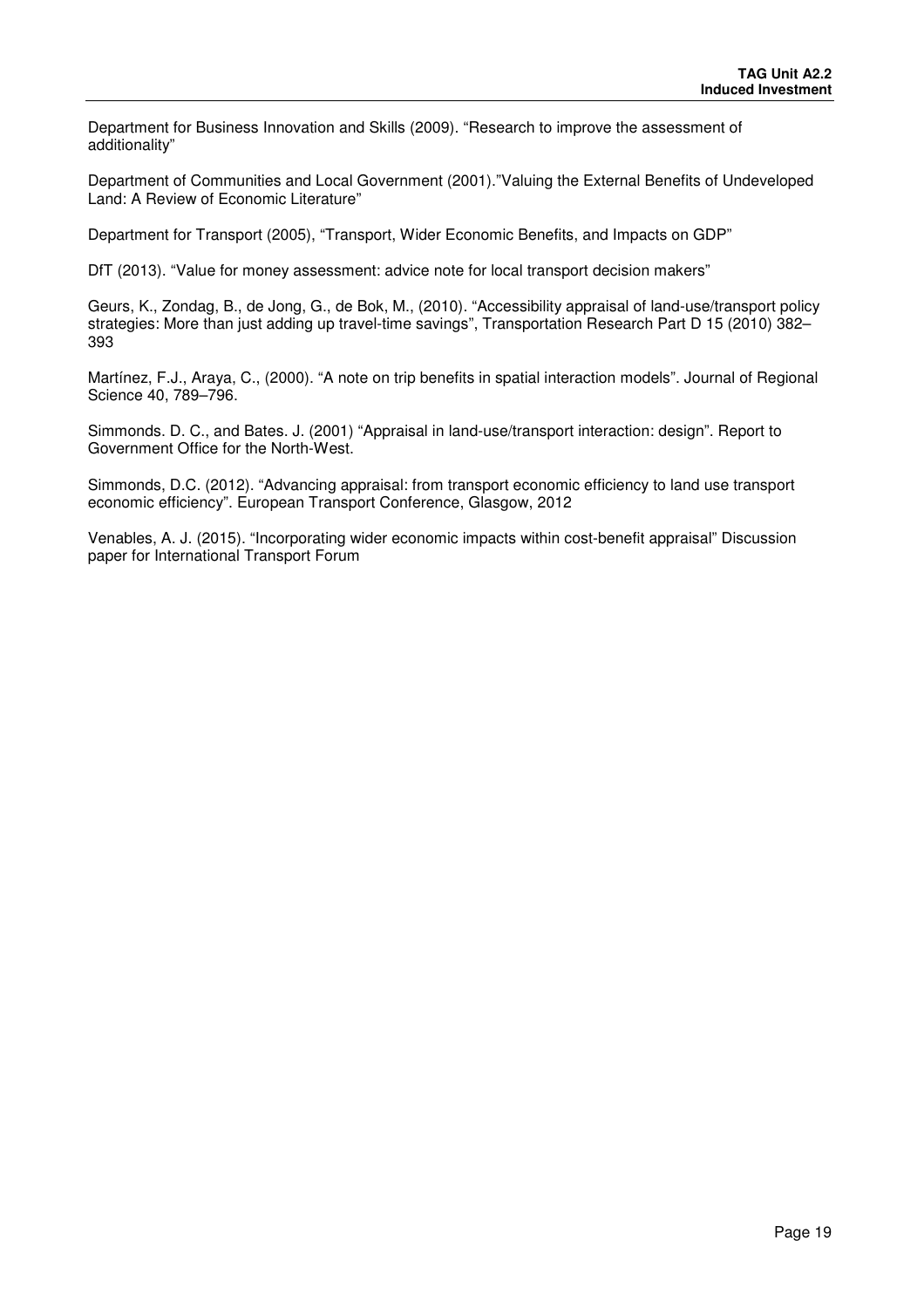Department for Business Innovation and Skills (2009). “Research to improve the assessment of additionality”

Department of Communities and Local Government (2001).”Valuing the External Benefits of Undeveloped Land: A Review of Economic Literature”

Department for Transport (2005), “Transport, Wider Economic Benefits, and Impacts on GDP”

DfT (2013). “Value for money assessment: advice note for local transport decision makers”

Geurs, K., Zondag, B., de Jong, G., de Bok, M., (2010). “Accessibility appraisal of land-use/transport policy strategies: More than just adding up travel-time savings”, Transportation Research Part D 15 (2010) 382–393

Martínez, F.J., Araya, C., (2000). “A note on trip benefits in spatial interaction models”. Journal of Regional Science 40, 789–796.

Simmonds. D. C., and Bates. J. (2001) “Appraisal in land-use/transport interaction: design”. Report to Government Office for the North-West.

Simmonds, D.C. (2012). “Advancing appraisal: from transport economic efficiency to land use transport economic efficiency”. European Transport Conference, Glasgow, 2012

Venables, A. J. (2015). “Incorporating wider economic impacts within cost-benefit appraisal” Discussion paper for International Transport Forum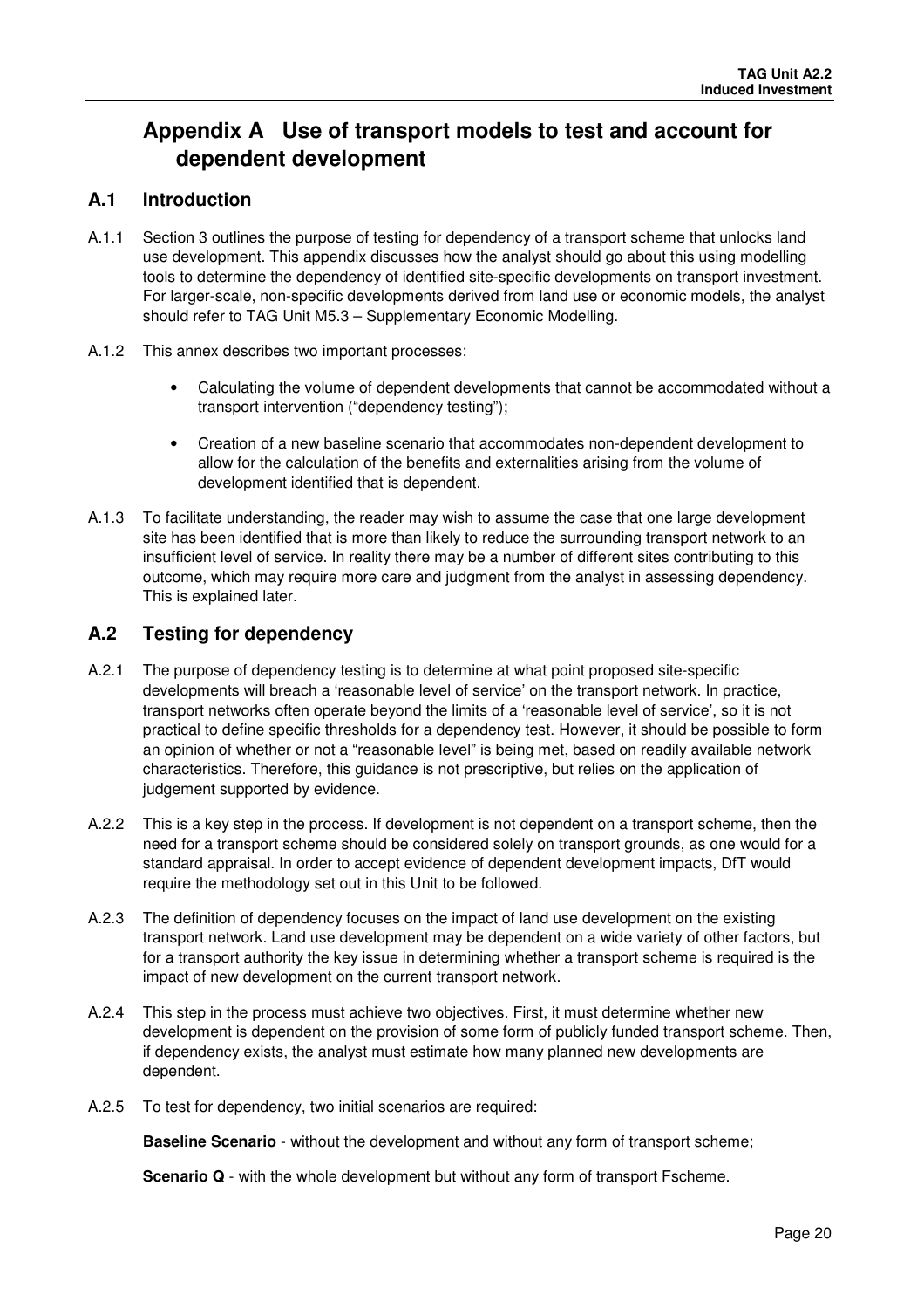# Appendix A Use of transport models to test and account for dependent development

## A.1 Introduction

A.1.1 Section 3 outlines the purpose of testing for dependency of a transport scheme that unlocks land use development. This appendix discusses how the analyst should go about this using modelling tools to determine the dependency of identified site-specific developments on transport investment. For larger-scale, non-specific developments derived from land use or economic models, the analyst should refer to TAG Unit M5.3 – Supplementary Economic Modelling.

A.1.2 This annex describes two important processes:

- Calculating the volume of dependent developments that cannot be accommodated without a transport intervention ("dependency testing");
- Creation of a new baseline scenario that accommodates non-dependent development to allow for the calculation of the benefits and externalities arising from the volume of development identified that is dependent.

A.1.3 To facilitate understanding, the reader may wish to assume the case that one large development site has been identified that is more than likely to reduce the surrounding transport network to an insufficient level of service. In reality there may be a number of different sites contributing to this outcome, which may require more care and judgment from the analyst in assessing dependency. This is explained later.

## A.2 Testing for dependency

A.2.1 The purpose of dependency testing is to determine at what point proposed site-specific developments will breach a 'reasonable level of service' on the transport network. In practice, transport networks often operate beyond the limits of a 'reasonable level of service', so it is not practical to define specific thresholds for a dependency test. However, it should be possible to form an opinion of whether or not a "reasonable level" is being met, based on readily available network characteristics. Therefore, this guidance is not prescriptive, but relies on the application of judgement supported by evidence.

A.2.2 This is a key step in the process. If development is not dependent on a transport scheme, then the need for a transport scheme should be considered solely on transport grounds, as one would for a standard appraisal. In order to accept evidence of dependent development impacts, DfT would require the methodology set out in this Unit to be followed.

A.2.3 The definition of dependency focuses on the impact of land use development on the existing transport network. Land use development may be dependent on a wide variety of other factors, but for a transport authority the key issue in determining whether a transport scheme is required is the impact of new development on the current transport network.

A.2.4 This step in the process must achieve two objectives. First, it must determine whether new development is dependent on the provision of some form of publicly funded transport scheme. Then, if dependency exists, the analyst must estimate how many planned new developments are dependent.

A.2.5 To test for dependency, two initial scenarios are required:

**Baseline Scenario** - without the development and without any form of transport scheme;

**Scenario Q** - with the whole development but without any form of transport Fscheme.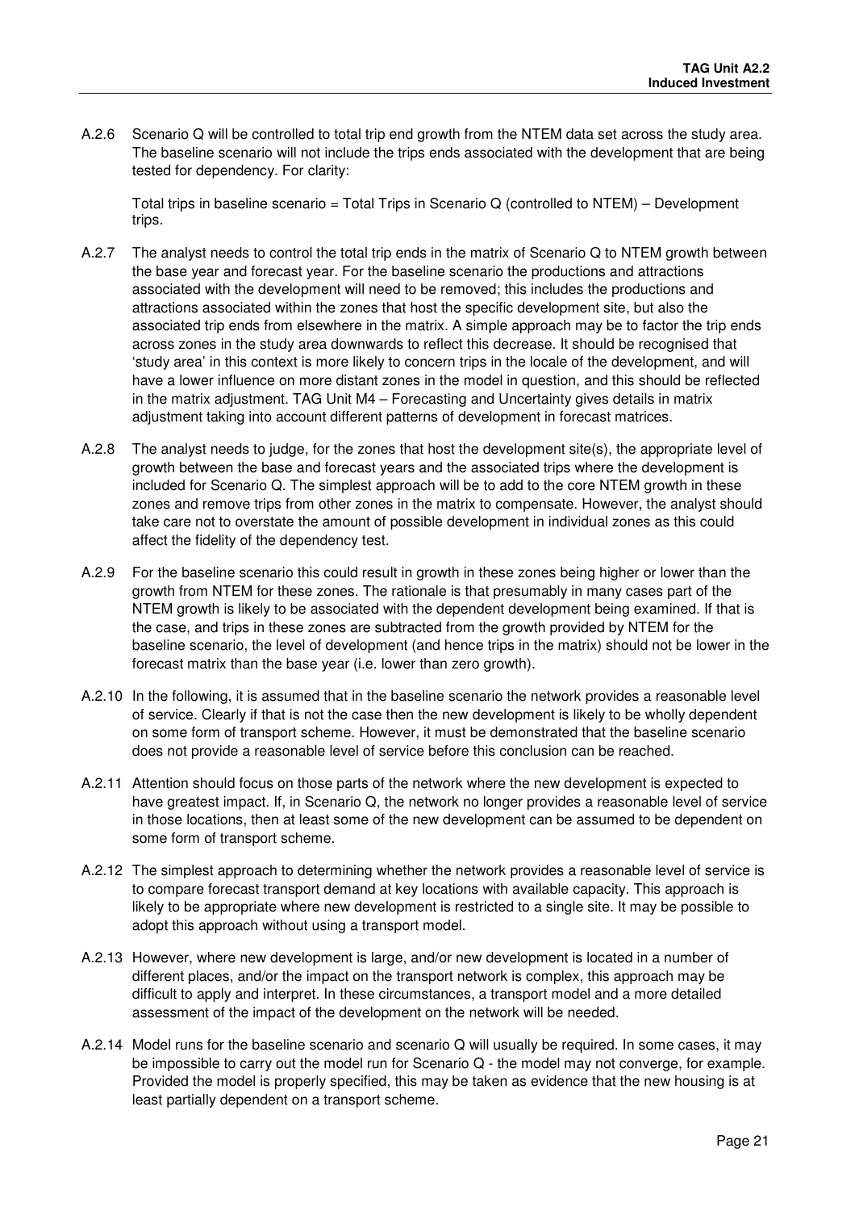A.2.6 Scenario Q will be controlled to total trip end growth from the NTEM data set across the study area. The baseline scenario will not include the trips ends associated with the development that are being tested for dependency. For clarity:

Total trips in baseline scenario = Total Trips in Scenario Q (controlled to NTEM) – Development trips.

A.2.7 The analyst needs to control the total trip ends in the matrix of Scenario Q to NTEM growth between the base year and forecast year. For the baseline scenario the productions and attractions associated with the development will need to be removed; this includes the productions and attractions associated within the zones that host the specific development site, but also the associated trip ends from elsewhere in the matrix. A simple approach may be to factor the trip ends across zones in the study area downwards to reflect this decrease. It should be recognised that 'study area' in this context is more likely to concern trips in the locale of the development, and will have a lower influence on more distant zones in the model in question, and this should be reflected in the matrix adjustment. TAG Unit M4 – Forecasting and Uncertainty gives details in matrix adjustment taking into account different patterns of development in forecast matrices.

A.2.8 The analyst needs to judge, for the zones that host the development site(s), the appropriate level of growth between the base and forecast years and the associated trips where the development is included for Scenario Q. The simplest approach will be to add to the core NTEM growth in these zones and remove trips from other zones in the matrix to compensate. However, the analyst should take care not to overstate the amount of possible development in individual zones as this could affect the fidelity of the dependency test.

A.2.9 For the baseline scenario this could result in growth in these zones being higher or lower than the growth from NTEM for these zones. The rationale is that presumably in many cases part of the NTEM growth is likely to be associated with the dependent development being examined. If that is the case, and trips in these zones are subtracted from the growth provided by NTEM for the baseline scenario, the level of development (and hence trips in the matrix) should not be lower in the forecast matrix than the base year (i.e. lower than zero growth).

A.2.10 In the following, it is assumed that in the baseline scenario the network provides a reasonable level of service. Clearly if that is not the case then the new development is likely to be wholly dependent on some form of transport scheme. However, it must be demonstrated that the baseline scenario does not provide a reasonable level of service before this conclusion can be reached.

A.2.11 Attention should focus on those parts of the network where the new development is expected to have greatest impact. If, in Scenario Q, the network no longer provides a reasonable level of service in those locations, then at least some of the new development can be assumed to be dependent on some form of transport scheme.

A.2.12 The simplest approach to determining whether the network provides a reasonable level of service is to compare forecast transport demand at key locations with available capacity. This approach is likely to be appropriate where new development is restricted to a single site. It may be possible to adopt this approach without using a transport model.

A.2.13 However, where new development is large, and/or new development is located in a number of different places, and/or the impact on the transport network is complex, this approach may be difficult to apply and interpret. In these circumstances, a transport model and a more detailed assessment of the impact of the development on the network will be needed.

A.2.14 Model runs for the baseline scenario and scenario Q will usually be required. In some cases, it may be impossible to carry out the model run for Scenario Q - the model may not converge, for example. Provided the model is properly specified, this may be taken as evidence that the new housing is at least partially dependent on a transport scheme.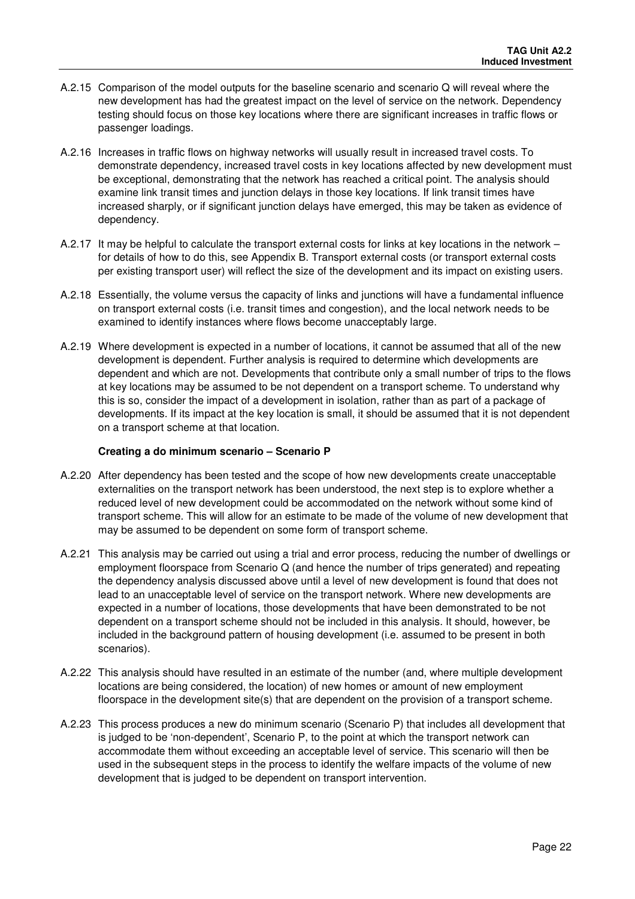A.2.15 Comparison of the model outputs for the baseline scenario and scenario Q will reveal where the new development has had the greatest impact on the level of service on the network. Dependency testing should focus on those key locations where there are significant increases in traffic flows or passenger loadings.

A.2.16 Increases in traffic flows on highway networks will usually result in increased travel costs. To demonstrate dependency, increased travel costs in key locations affected by new development must be exceptional, demonstrating that the network has reached a critical point. The analysis should examine link transit times and junction delays in those key locations. If link transit times have increased sharply, or if significant junction delays have emerged, this may be taken as evidence of dependency.

A.2.17 It may be helpful to calculate the transport external costs for links at key locations in the network – for details of how to do this, see Appendix B. Transport external costs (or transport external costs per existing transport user) will reflect the size of the development and its impact on existing users.

A.2.18 Essentially, the volume versus the capacity of links and junctions will have a fundamental influence on transport external costs (i.e. transit times and congestion), and the local network needs to be examined to identify instances where flows become unacceptably large.

A.2.19 Where development is expected in a number of locations, it cannot be assumed that all of the new development is dependent. Further analysis is required to determine which developments are dependent and which are not. Developments that contribute only a small number of trips to the flows at key locations may be assumed to be not dependent on a transport scheme. To understand why this is so, consider the impact of a development in isolation, rather than as part of a package of developments. If its impact at the key location is small, it should be assumed that it is not dependent on a transport scheme at that location.

**Creating a do minimum scenario – Scenario P**

A.2.20 After dependency has been tested and the scope of how new developments create unacceptable externalities on the transport network has been understood, the next step is to explore whether a reduced level of new development could be accommodated on the network without some kind of transport scheme. This will allow for an estimate to be made of the volume of new development that may be assumed to be dependent on some form of transport scheme.

A.2.21 This analysis may be carried out using a trial and error process, reducing the number of dwellings or employment floorspace from Scenario Q (and hence the number of trips generated) and repeating the dependency analysis discussed above until a level of new development is found that does not lead to an unacceptable level of service on the transport network. Where new developments are expected in a number of locations, those developments that have been demonstrated to be not dependent on a transport scheme should not be included in this analysis. It should, however, be included in the background pattern of housing development (i.e. assumed to be present in both scenarios).

A.2.22 This analysis should have resulted in an estimate of the number (and, where multiple development locations are being considered, the location) of new homes or amount of new employment floorspace in the development site(s) that are dependent on the provision of a transport scheme.

A.2.23 This process produces a new do minimum scenario (Scenario P) that includes all development that is judged to be 'non-dependent', Scenario P, to the point at which the transport network can accommodate them without exceeding an acceptable level of service. This scenario will then be used in the subsequent steps in the process to identify the welfare impacts of the volume of new development that is judged to be dependent on transport intervention.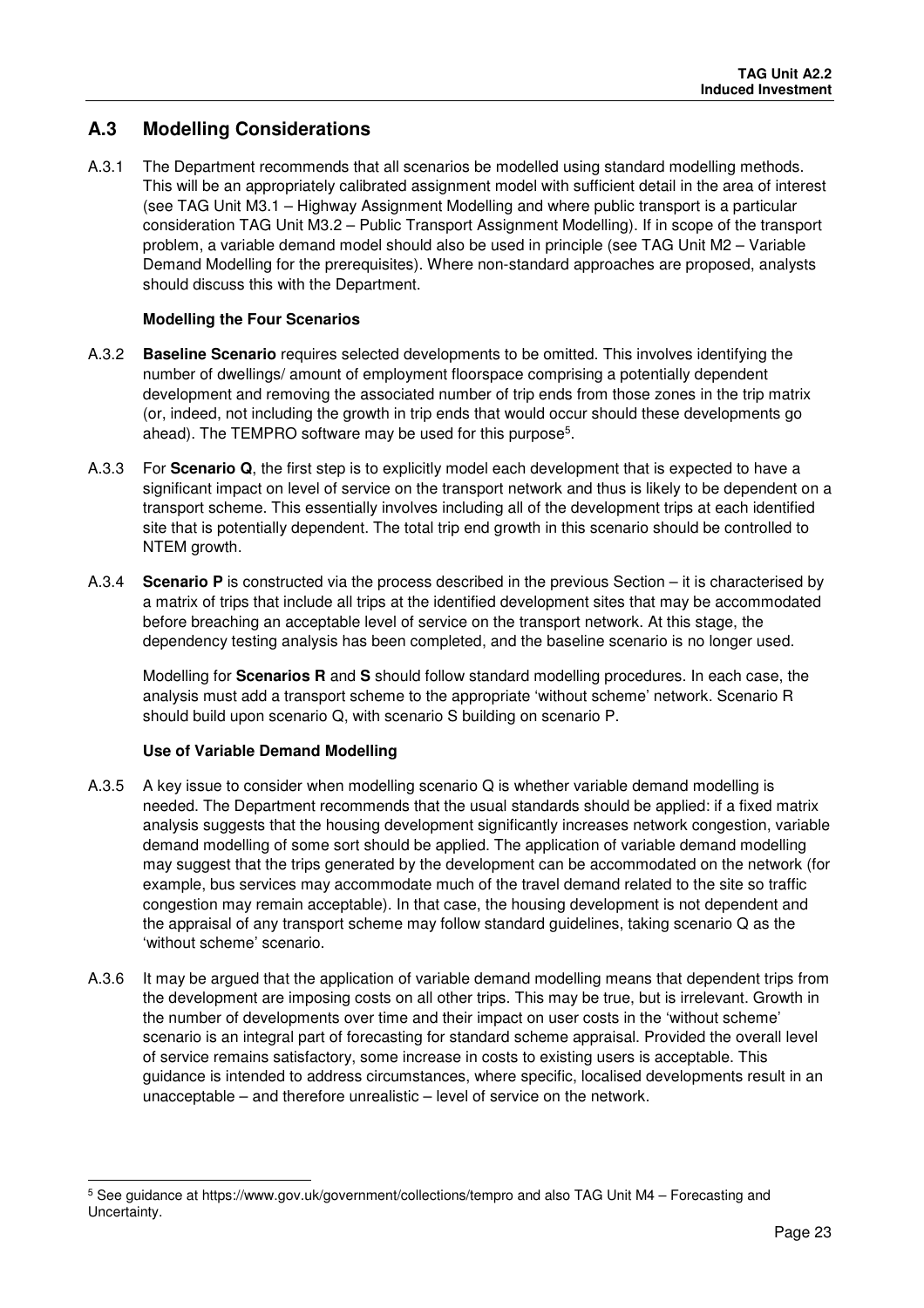## A.3 Modelling Considerations

A.3.1 The Department recommends that all scenarios be modelled using standard modelling methods. This will be an appropriately calibrated assignment model with sufficient detail in the area of interest (see TAG Unit M3.1 – Highway Assignment Modelling and where public transport is a particular consideration TAG Unit M3.2 – Public Transport Assignment Modelling). If in scope of the transport problem, a variable demand model should also be used in principle (see TAG Unit M2 – Variable Demand Modelling for the prerequisites). Where non-standard approaches are proposed, analysts should discuss this with the Department.

**Modelling the Four Scenarios**

A.3.2 **Baseline Scenario** requires selected developments to be omitted. This involves identifying the number of dwellings/ amount of employment floorspace comprising a potentially dependent development and removing the associated number of trip ends from those zones in the trip matrix (or, indeed, not including the growth in trip ends that would occur should these developments go ahead). The TEMPRO software may be used for this purpose[5].

A.3.3 For **Scenario Q**, the first step is to explicitly model each development that is expected to have a significant impact on level of service on the transport network and thus is likely to be dependent on a transport scheme. This essentially involves including all of the development trips at each identified site that is potentially dependent. The total trip end growth in this scenario should be controlled to NTEM growth.

A.3.4 **Scenario P** is constructed via the process described in the previous Section – it is characterised by a matrix of trips that include all trips at the identified development sites that may be accommodated before breaching an acceptable level of service on the transport network. At this stage, the dependency testing analysis has been completed, and the baseline scenario is no longer used.

Modelling for **Scenarios R** and **S** should follow standard modelling procedures. In each case, the analysis must add a transport scheme to the appropriate 'without scheme' network. Scenario R should build upon scenario Q, with scenario S building on scenario P.

**Use of Variable Demand Modelling**

A.3.5 A key issue to consider when modelling scenario Q is whether variable demand modelling is needed. The Department recommends that the usual standards should be applied: if a fixed matrix analysis suggests that the housing development significantly increases network congestion, variable demand modelling of some sort should be applied. The application of variable demand modelling may suggest that the trips generated by the development can be accommodated on the network (for example, bus services may accommodate much of the travel demand related to the site so traffic congestion may remain acceptable). In that case, the housing development is not dependent and the appraisal of any transport scheme may follow standard guidelines, taking scenario Q as the 'without scheme' scenario.

A.3.6 It may be argued that the application of variable demand modelling means that dependent trips from the development are imposing costs on all other trips. This may be true, but is irrelevant. Growth in the number of developments over time and their impact on user costs in the 'without scheme' scenario is an integral part of forecasting for standard scheme appraisal. Provided the overall level of service remains satisfactory, some increase in costs to existing users is acceptable. This guidance is intended to address circumstances, where specific, localised developments result in an unacceptable – and therefore unrealistic – level of service on the network.

---

[5] See guidance at https://www.gov.uk/government/collections/tempro and also TAG Unit M4 – Forecasting and Uncertainty.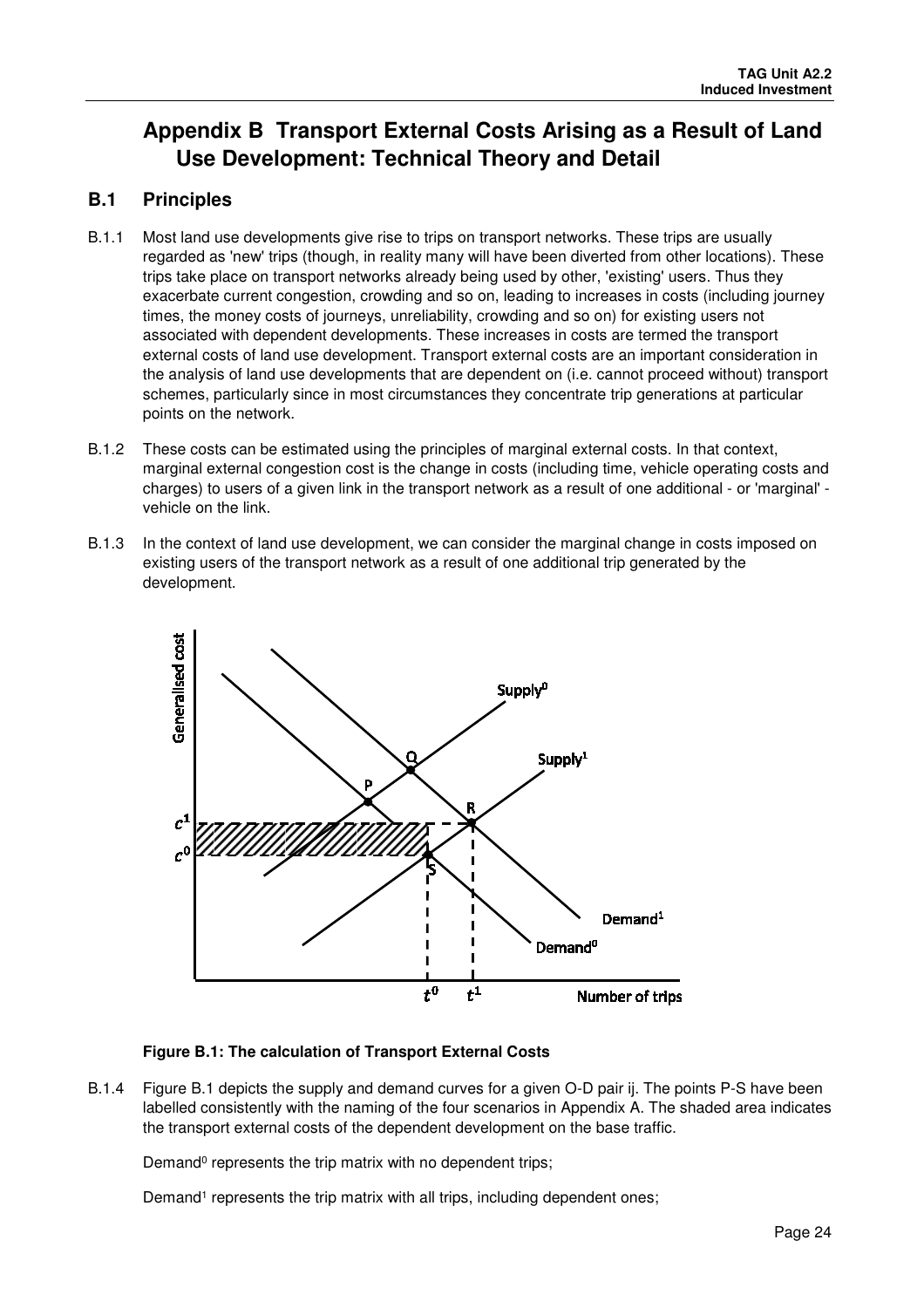# Appendix B Transport External Costs Arising as a Result of Land Use Development: Technical Theory and Detail

## B.1 Principles

B.1.1 Most land use developments give rise to trips on transport networks. These trips are usually regarded as 'new' trips (though, in reality many will have been diverted from other locations). These trips take place on transport networks already being used by other, 'existing' users. Thus they exacerbate current congestion, crowding and so on, leading to increases in costs (including journey times, the money costs of journeys, unreliability, crowding and so on) for existing users not associated with dependent developments. These increases in costs are termed the transport external costs of land use development. Transport external costs are an important consideration in the analysis of land use developments that are dependent on (i.e. cannot proceed without) transport schemes, particularly since in most circumstances they concentrate trip generations at particular points on the network.

B.1.2 These costs can be estimated using the principles of marginal external costs. In that context, marginal external congestion cost is the change in costs (including time, vehicle operating costs and charges) to users of a given link in the transport network as a result of one additional - or 'marginal' - vehicle on the link.

B.1.3 In the context of land use development, we can consider the marginal change in costs imposed on existing users of the transport network as a result of one additional trip generated by the development.

Generalised cost

Supply$^0$

Supply$^1$

Q

P

R

S

$c^1$

$c^0$

Demand$^1$

Demand$^0$

$t^0$ $t^1$

Number of trips

**Figure B.1: The calculation of Transport External Costs**

B.1.4 Figure B.1 depicts the supply and demand curves for a given O-D pair ij. The points P-S have been labelled consistently with the naming of the four scenarios in Appendix A. The shaded area indicates the transport external costs of the dependent development on the base traffic.

Demand$^0$ represents the trip matrix with no dependent trips;

Demand$^1$ represents the trip matrix with all trips, including dependent ones;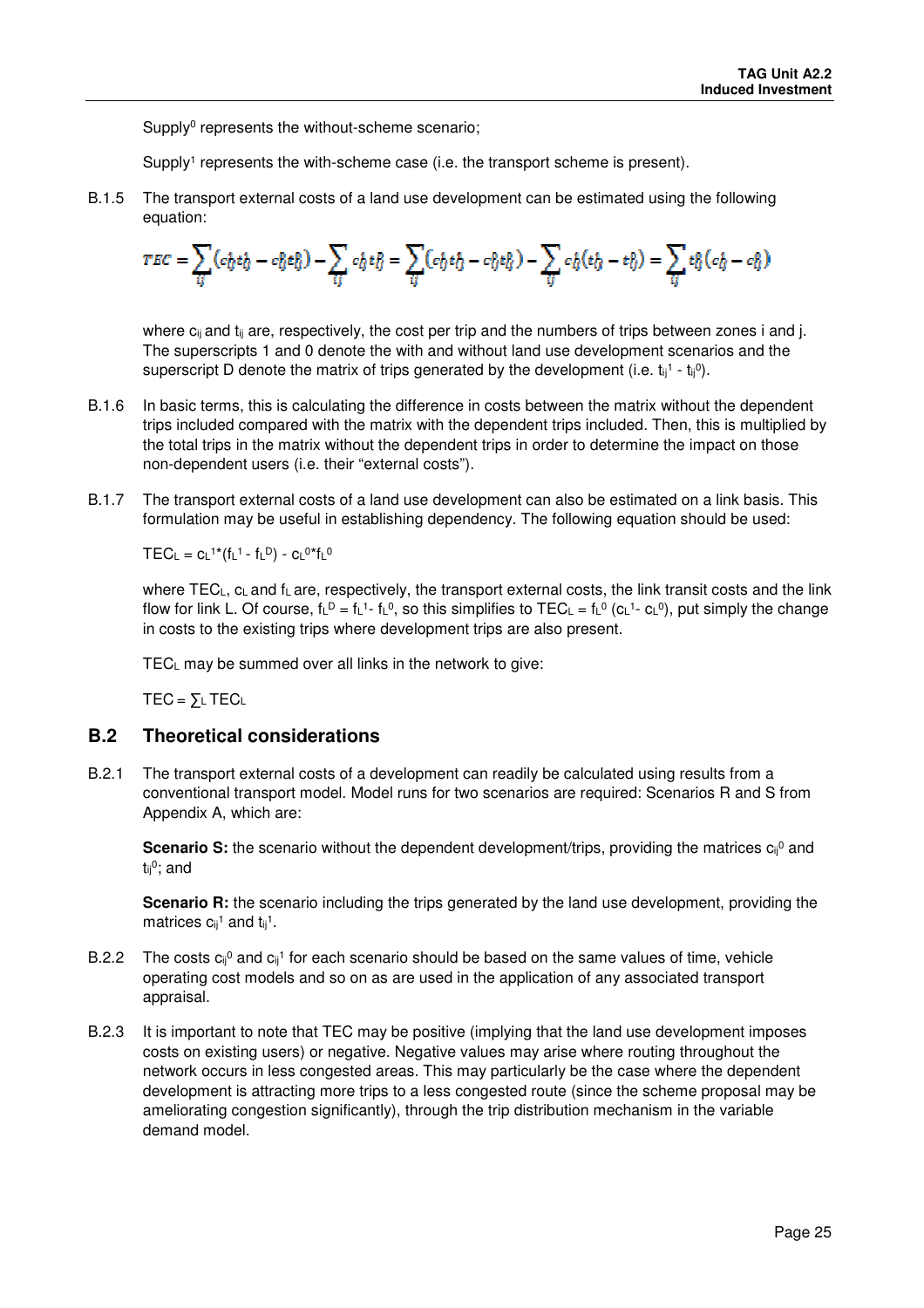Supply$^0$ represents the without-scheme scenario;

Supply$^1$ represents the with-scheme case (i.e. the transport scheme is present).

B.1.5 The transport external costs of a land use development can be estimated using the following equation:

$$TEC = \sum_{ij}\left(c_{ij}^1 t_{ij}^1 - c_{ij}^D t_{ij}^D\right) - \sum_{ij} c_{ij}^0 t_{ij}^0 = \sum_{ij}\left(c_{ij}^1 t_{ij}^1 - c_{ij}^D t_{ij}^D\right) - \sum_{ij} c_{ij}^0\left(t_{ij}^1 - t_{ij}^D\right) = \sum_{ij} t_{ij}^0\left(c_{ij}^1 - c_{ij}^0\right)$$

where $c_{ij}$ and $t_{ij}$ are, respectively, the cost per trip and the numbers of trips between zones i and j. The superscripts 1 and 0 denote the with and without land use development scenarios and the superscript D denote the matrix of trips generated by the development (i.e. $t_{ij}^1 - t_{ij}^0$).

B.1.6 In basic terms, this is calculating the difference in costs between the matrix without the dependent trips included compared with the matrix with the dependent trips included. Then, this is multiplied by the total trips in the matrix without the dependent trips in order to determine the impact on those non-dependent users (i.e. their "external costs").

B.1.7 The transport external costs of a land use development can also be estimated on a link basis. This formulation may be useful in establishing dependency. The following equation should be used:

$TEC_L = c_L^1 * (f_L^1 - f_L^D) - c_L^0 * f_L^0$

where $TEC_L$, $c_L$ and $f_L$ are, respectively, the transport external costs, the link transit costs and the link flow for link L. Of course, $f_L^D = f_L^1 - f_L^0$, so this simplifies to $TEC_L = f_L^0 (c_L^1 - c_L^0)$, put simply the change in costs to the existing trips where development trips are also present.

$TEC_L$ may be summed over all links in the network to give:

$TEC = \sum_L TEC_L$

## B.2 Theoretical considerations

B.2.1 The transport external costs of a development can readily be calculated using results from a conventional transport model. Model runs for two scenarios are required: Scenarios R and S from Appendix A, which are:

**Scenario S:** the scenario without the dependent development/trips, providing the matrices $c_{ij}^0$ and $t_{ij}^0$; and

**Scenario R:** the scenario including the trips generated by the land use development, providing the matrices $c_{ij}^1$ and $t_{ij}^1$.

B.2.2 The costs $c_{ij}^0$ and $c_{ij}^1$ for each scenario should be based on the same values of time, vehicle operating cost models and so on as are used in the application of any associated transport appraisal.

B.2.3 It is important to note that TEC may be positive (implying that the land use development imposes costs on existing users) or negative. Negative values may arise where routing throughout the network occurs in less congested areas. This may particularly be the case where the dependent development is attracting more trips to a less congested route (since the scheme proposal may be ameliorating congestion significantly), through the trip distribution mechanism in the variable demand model.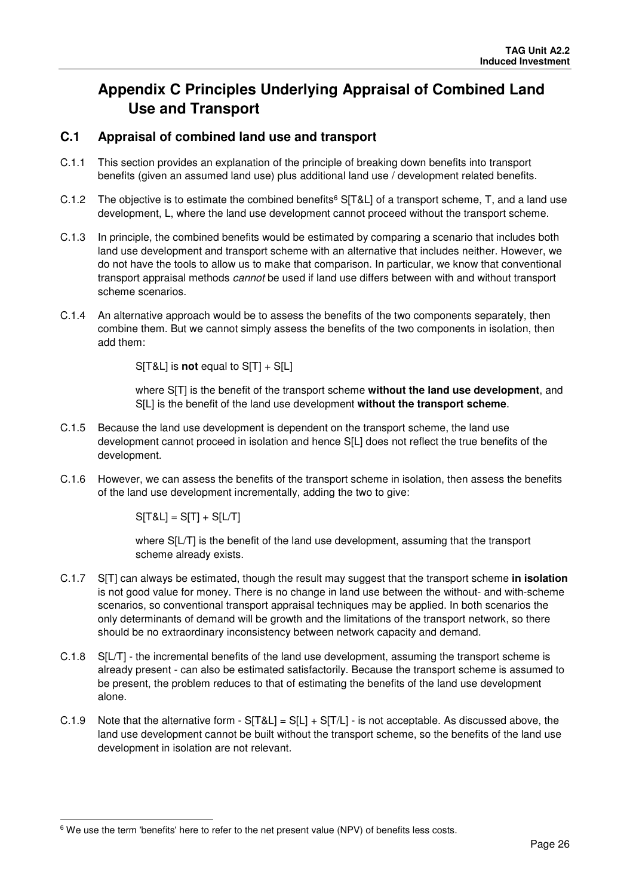# Appendix C Principles Underlying Appraisal of Combined Land Use and Transport

## C.1 Appraisal of combined land use and transport

C.1.1 This section provides an explanation of the principle of breaking down benefits into transport benefits (given an assumed land use) plus additional land use / development related benefits.

C.1.2 The objective is to estimate the combined benefits[6] S[T&L] of a transport scheme, T, and a land use development, L, where the land use development cannot proceed without the transport scheme.

C.1.3 In principle, the combined benefits would be estimated by comparing a scenario that includes both land use development and transport scheme with an alternative that includes neither. However, we do not have the tools to allow us to make that comparison. In particular, we know that conventional transport appraisal methods *cannot* be used if land use differs between with and without transport scheme scenarios.

C.1.4 An alternative approach would be to assess the benefits of the two components separately, then combine them. But we cannot simply assess the benefits of the two components in isolation, then add them:

> S[T&L] is **not** equal to S[T] + S[L]
>
> where S[T] is the benefit of the transport scheme **without the land use development**, and S[L] is the benefit of the land use development **without the transport scheme**.

C.1.5 Because the land use development is dependent on the transport scheme, the land use development cannot proceed in isolation and hence S[L] does not reflect the true benefits of the development.

C.1.6 However, we can assess the benefits of the transport scheme in isolation, then assess the benefits of the land use development incrementally, adding the two to give:

> S[T&L] = S[T] + S[L/T]
>
> where S[L/T] is the benefit of the land use development, assuming that the transport scheme already exists.

C.1.7 S[T] can always be estimated, though the result may suggest that the transport scheme **in isolation** is not good value for money. There is no change in land use between the without- and with-scheme scenarios, so conventional transport appraisal techniques may be applied. In both scenarios the only determinants of demand will be growth and the limitations of the transport network, so there should be no extraordinary inconsistency between network capacity and demand.

C.1.8 S[L/T] - the incremental benefits of the land use development, assuming the transport scheme is already present - can also be estimated satisfactorily. Because the transport scheme is assumed to be present, the problem reduces to that of estimating the benefits of the land use development alone.

C.1.9 Note that the alternative form - S[T&L] = S[L] + S[T/L] - is not acceptable. As discussed above, the land use development cannot be built without the transport scheme, so the benefits of the land use development in isolation are not relevant.

---

[6] We use the term 'benefits' here to refer to the net present value (NPV) of benefits less costs.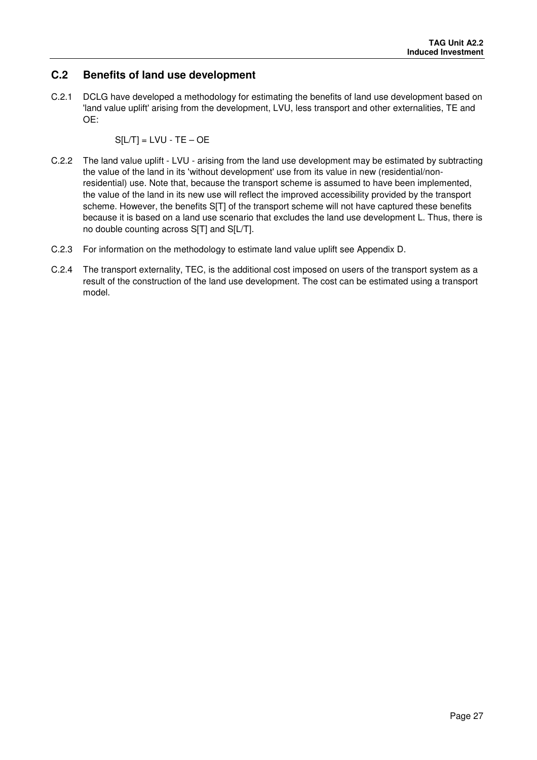## C.2 Benefits of land use development

C.2.1 DCLG have developed a methodology for estimating the benefits of land use development based on 'land value uplift' arising from the development, LVU, less transport and other externalities, TE and OE:

$$S[L/T] = LVU - TE - OE$$

C.2.2 The land value uplift - LVU - arising from the land use development may be estimated by subtracting the value of the land in its 'without development' use from its value in new (residential/non-residential) use. Note that, because the transport scheme is assumed to have been implemented, the value of the land in its new use will reflect the improved accessibility provided by the transport scheme. However, the benefits S[T] of the transport scheme will not have captured these benefits because it is based on a land use scenario that excludes the land use development L. Thus, there is no double counting across S[T] and S[L/T].

C.2.3 For information on the methodology to estimate land value uplift see Appendix D.

C.2.4 The transport externality, TEC, is the additional cost imposed on users of the transport system as a result of the construction of the land use development. The cost can be estimated using a transport model.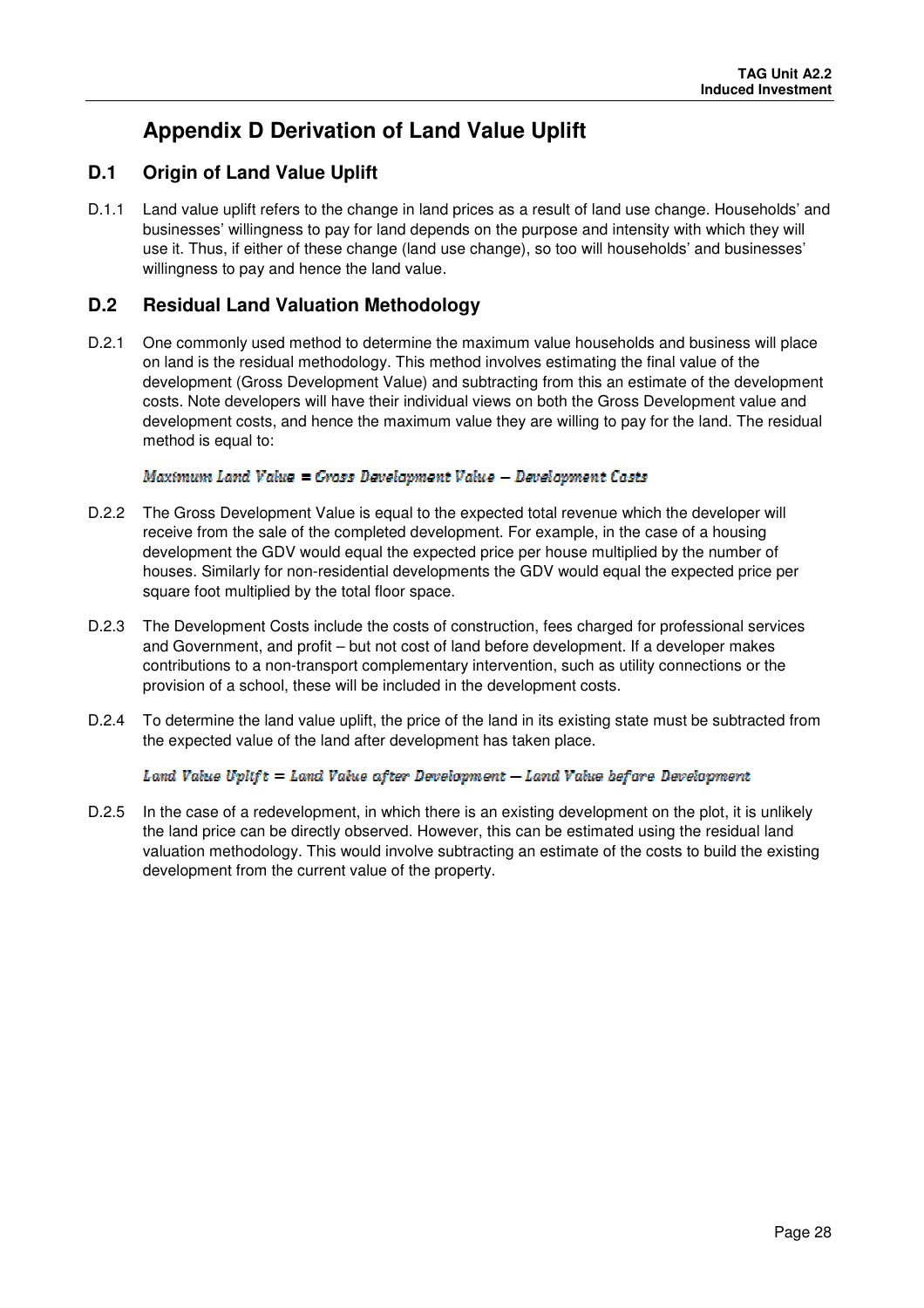# Appendix D Derivation of Land Value Uplift

## D.1 Origin of Land Value Uplift

D.1.1 Land value uplift refers to the change in land prices as a result of land use change. Households' and businesses' willingness to pay for land depends on the purpose and intensity with which they will use it. Thus, if either of these change (land use change), so too will households' and businesses' willingness to pay and hence the land value.

## D.2 Residual Land Valuation Methodology

D.2.1 One commonly used method to determine the maximum value households and business will place on land is the residual methodology. This method involves estimating the final value of the development (Gross Development Value) and subtracting from this an estimate of the development costs. Note developers will have their individual views on both the Gross Development value and development costs, and hence the maximum value they are willing to pay for the land. The residual method is equal to:

$$\textit{Maximum Land Value} = \textit{Gross Development Value} - \textit{Development Costs}$$

D.2.2 The Gross Development Value is equal to the expected total revenue which the developer will receive from the sale of the completed development. For example, in the case of a housing development the GDV would equal the expected price per house multiplied by the number of houses. Similarly for non-residential developments the GDV would equal the expected price per square foot multiplied by the total floor space.

D.2.3 The Development Costs include the costs of construction, fees charged for professional services and Government, and profit – but not cost of land before development. If a developer makes contributions to a non-transport complementary intervention, such as utility connections or the provision of a school, these will be included in the development costs.

D.2.4 To determine the land value uplift, the price of the land in its existing state must be subtracted from the expected value of the land after development has taken place.

$$\textit{Land Value Uplift} = \textit{Land Value after Development} - \textit{Land Value before Development}$$

D.2.5 In the case of a redevelopment, in which there is an existing development on the plot, it is unlikely the land price can be directly observed. However, this can be estimated using the residual land valuation methodology. This would involve subtracting an estimate of the costs to build the existing development from the current value of the property.